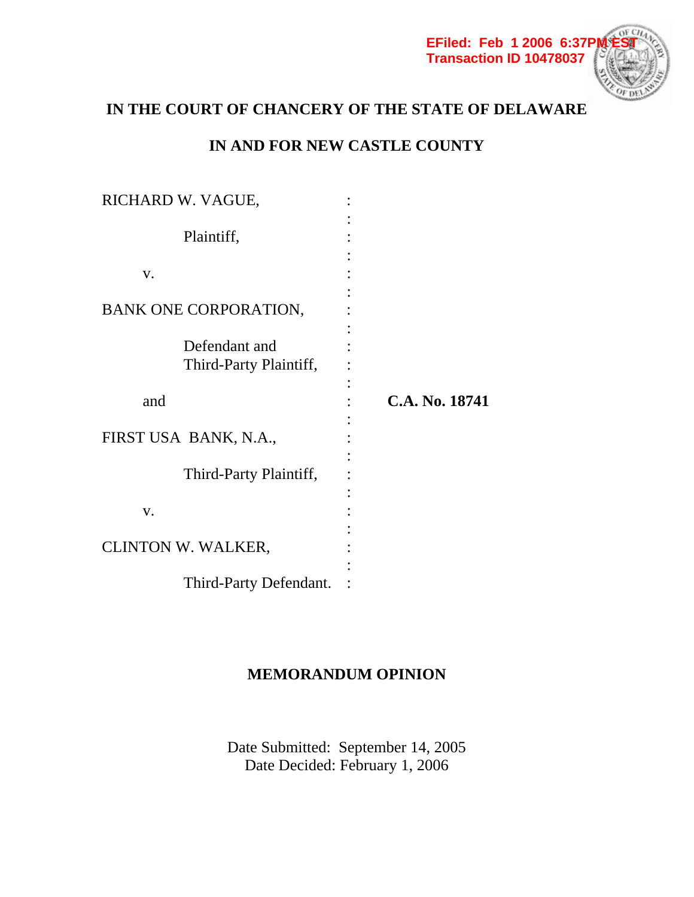EFiled: Feb 1 2006 6:37PM EST
Transaction ID 10478037

**IN THE COURT OF CHANCERY OF THE STATE OF DELAWARE**

**IN AND FOR NEW CASTLE COUNTY**

RICHARD W. VAGUE, :
:
Plaintiff, :
:
v. :
:
BANK ONE CORPORATION, :
:
Defendant and :
Third-Party Plaintiff, :
:
and : **C.A. No. 18741**
:
FIRST USA BANK, N.A., :
:
Third-Party Plaintiff, :
:
v. :
:
CLINTON W. WALKER, :
:
Third-Party Defendant. :

**MEMORANDUM OPINION**

Date Submitted: September 14, 2005
Date Decided: February 1, 2006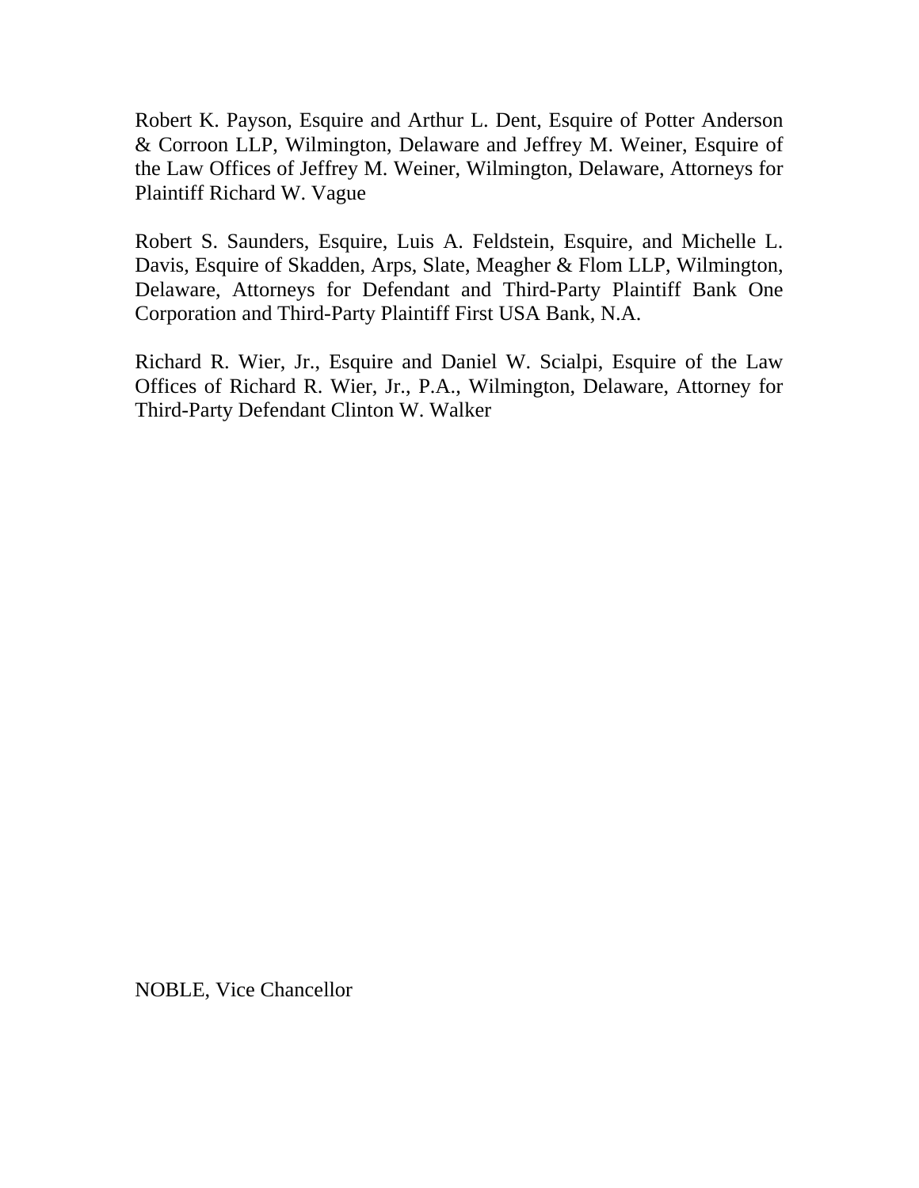Robert K. Payson, Esquire and Arthur L. Dent, Esquire of Potter Anderson & Corroon LLP, Wilmington, Delaware and Jeffrey M. Weiner, Esquire of the Law Offices of Jeffrey M. Weiner, Wilmington, Delaware, Attorneys for Plaintiff Richard W. Vague

Robert S. Saunders, Esquire, Luis A. Feldstein, Esquire, and Michelle L. Davis, Esquire of Skadden, Arps, Slate, Meagher & Flom LLP, Wilmington, Delaware, Attorneys for Defendant and Third-Party Plaintiff Bank One Corporation and Third-Party Plaintiff First USA Bank, N.A.

Richard R. Wier, Jr., Esquire and Daniel W. Scialpi, Esquire of the Law Offices of Richard R. Wier, Jr., P.A., Wilmington, Delaware, Attorney for Third-Party Defendant Clinton W. Walker

NOBLE, Vice Chancellor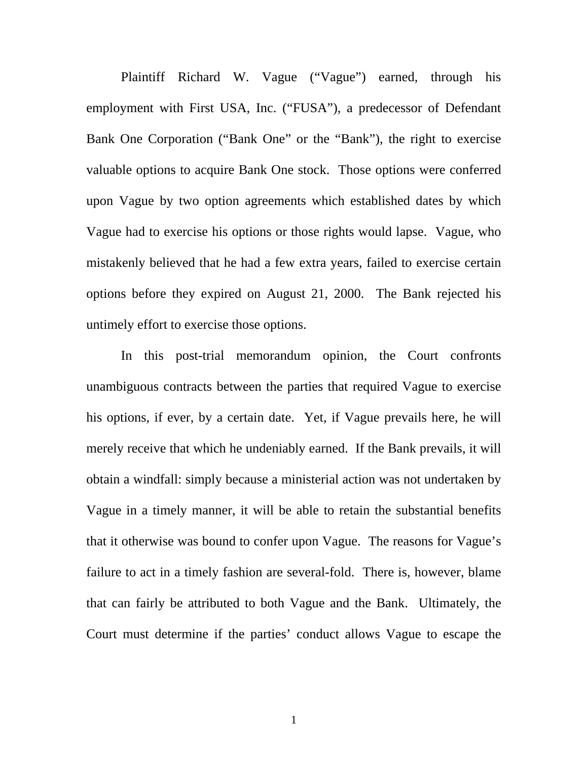Plaintiff Richard W. Vague ("Vague") earned, through his employment with First USA, Inc. ("FUSA"), a predecessor of Defendant Bank One Corporation ("Bank One" or the "Bank"), the right to exercise valuable options to acquire Bank One stock. Those options were conferred upon Vague by two option agreements which established dates by which Vague had to exercise his options or those rights would lapse. Vague, who mistakenly believed that he had a few extra years, failed to exercise certain options before they expired on August 21, 2000. The Bank rejected his untimely effort to exercise those options.

In this post-trial memorandum opinion, the Court confronts unambiguous contracts between the parties that required Vague to exercise his options, if ever, by a certain date. Yet, if Vague prevails here, he will merely receive that which he undeniably earned. If the Bank prevails, it will obtain a windfall: simply because a ministerial action was not undertaken by Vague in a timely manner, it will be able to retain the substantial benefits that it otherwise was bound to confer upon Vague. The reasons for Vague's failure to act in a timely fashion are several-fold. There is, however, blame that can fairly be attributed to both Vague and the Bank. Ultimately, the Court must determine if the parties' conduct allows Vague to escape the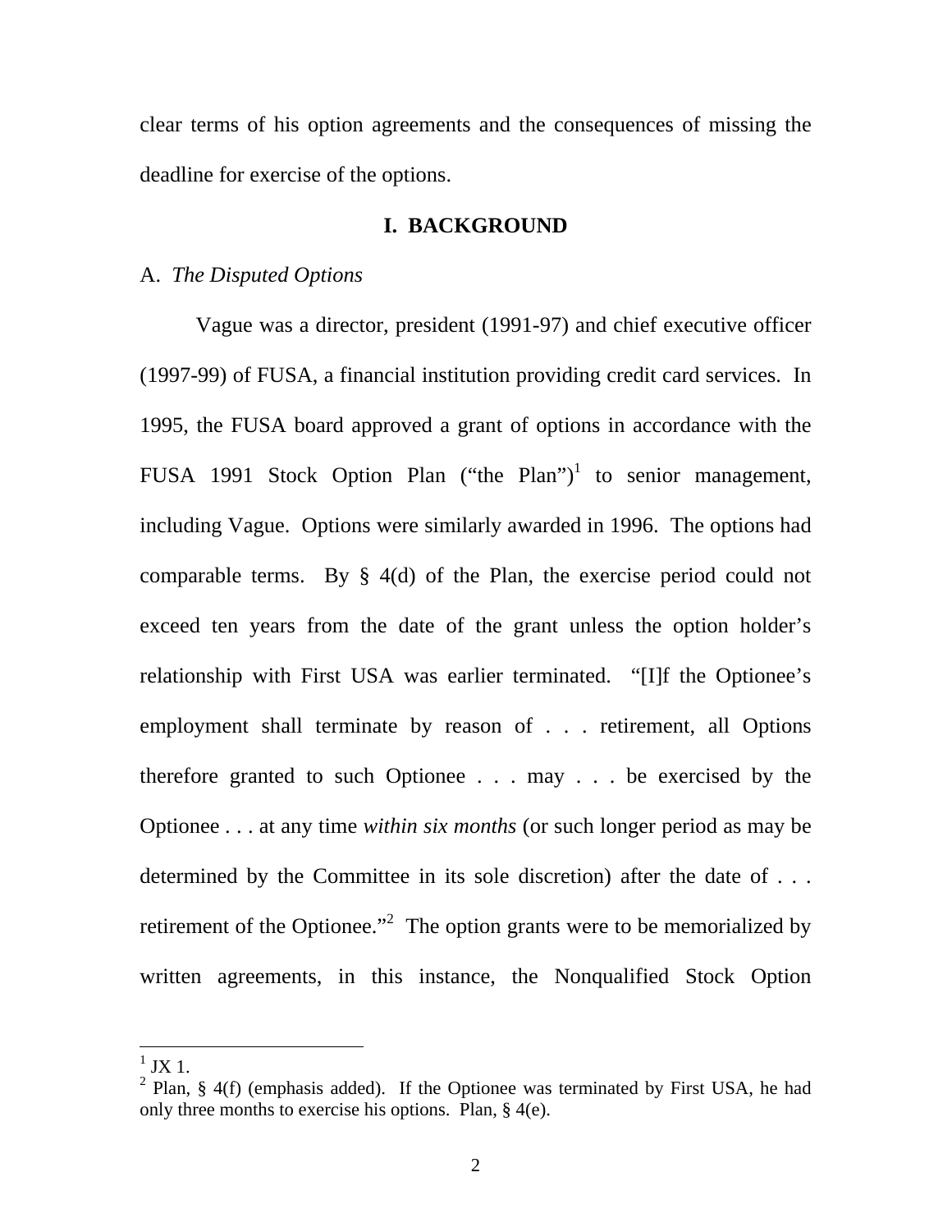clear terms of his option agreements and the consequences of missing the deadline for exercise of the options.

## I. BACKGROUND

### A. *The Disputed Options*

Vague was a director, president (1991-97) and chief executive officer (1997-99) of FUSA, a financial institution providing credit card services. In 1995, the FUSA board approved a grant of options in accordance with the FUSA 1991 Stock Option Plan ("the Plan")[1] to senior management, including Vague. Options were similarly awarded in 1996. The options had comparable terms. By § 4(d) of the Plan, the exercise period could not exceed ten years from the date of the grant unless the option holder's relationship with First USA was earlier terminated. "[I]f the Optionee's employment shall terminate by reason of . . . retirement, all Options therefore granted to such Optionee . . . may . . . be exercised by the Optionee . . . at any time *within six months* (or such longer period as may be determined by the Committee in its sole discretion) after the date of . . . retirement of the Optionee."[2] The option grants were to be memorialized by written agreements, in this instance, the Nonqualified Stock Option

---

[1] JX 1.

[2] Plan, § 4(f) (emphasis added). If the Optionee was terminated by First USA, he had only three months to exercise his options. Plan, § 4(e).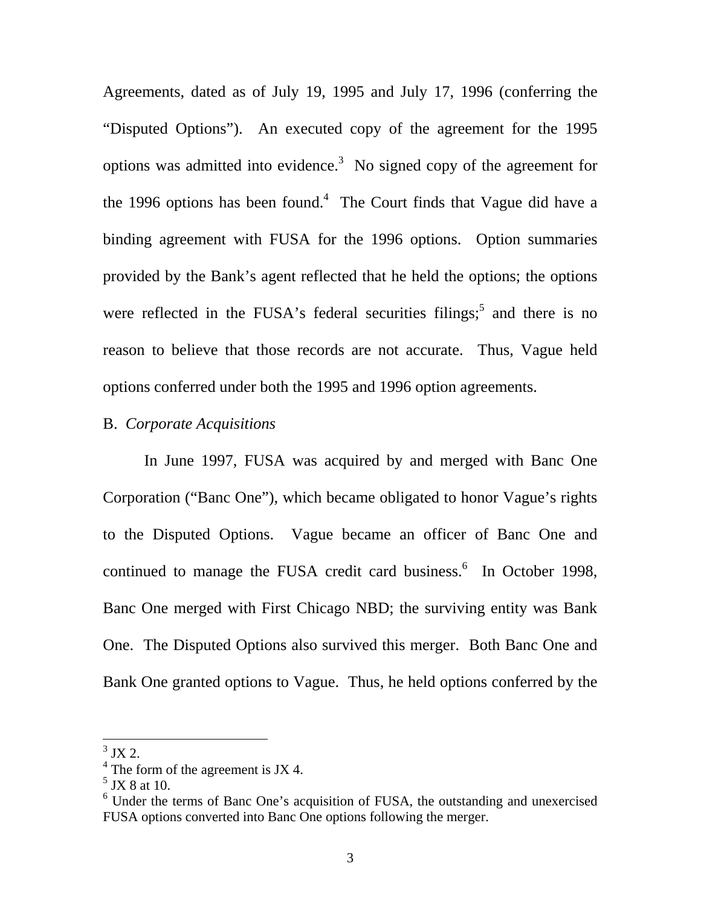Agreements, dated as of July 19, 1995 and July 17, 1996 (conferring the "Disputed Options"). An executed copy of the agreement for the 1995 options was admitted into evidence.[3] No signed copy of the agreement for the 1996 options has been found.[4] The Court finds that Vague did have a binding agreement with FUSA for the 1996 options. Option summaries provided by the Bank's agent reflected that he held the options; the options were reflected in the FUSA's federal securities filings;[5] and there is no reason to believe that those records are not accurate. Thus, Vague held options conferred under both the 1995 and 1996 option agreements.

B. *Corporate Acquisitions*

In June 1997, FUSA was acquired by and merged with Banc One Corporation ("Banc One"), which became obligated to honor Vague's rights to the Disputed Options. Vague became an officer of Banc One and continued to manage the FUSA credit card business.[6] In October 1998, Banc One merged with First Chicago NBD; the surviving entity was Bank One. The Disputed Options also survived this merger. Both Banc One and Bank One granted options to Vague. Thus, he held options conferred by the

---

[3] JX 2.

[4] The form of the agreement is JX 4.

[5] JX 8 at 10.

[6] Under the terms of Banc One's acquisition of FUSA, the outstanding and unexercised FUSA options converted into Banc One options following the merger.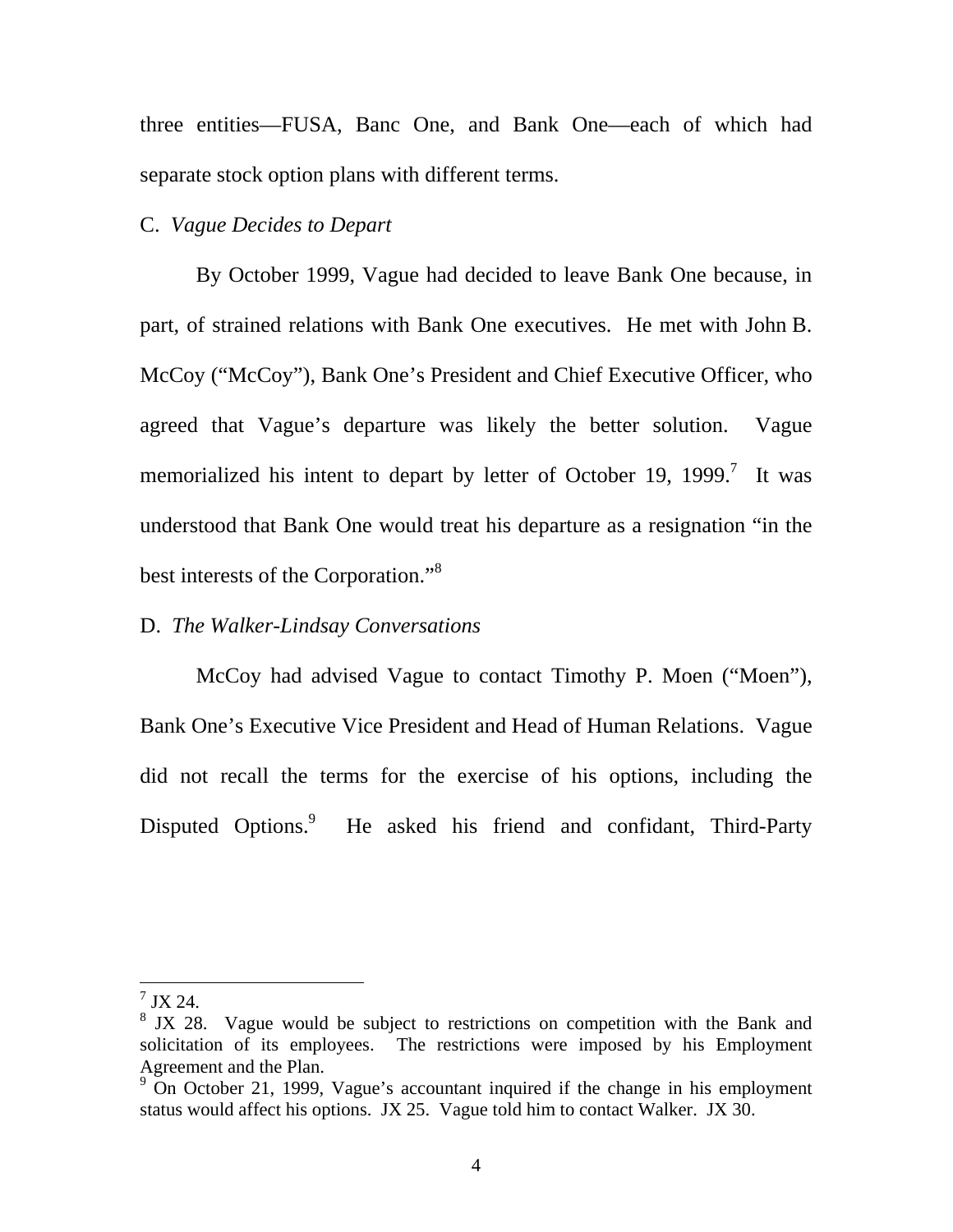three entities—FUSA, Banc One, and Bank One—each of which had separate stock option plans with different terms.

C. *Vague Decides to Depart*

By October 1999, Vague had decided to leave Bank One because, in part, of strained relations with Bank One executives. He met with John B. McCoy ("McCoy"), Bank One's President and Chief Executive Officer, who agreed that Vague's departure was likely the better solution. Vague memorialized his intent to depart by letter of October 19, 1999.[7] It was understood that Bank One would treat his departure as a resignation "in the best interests of the Corporation."[8]

D. *The Walker-Lindsay Conversations*

McCoy had advised Vague to contact Timothy P. Moen ("Moen"), Bank One's Executive Vice President and Head of Human Relations. Vague did not recall the terms for the exercise of his options, including the Disputed Options.[9] He asked his friend and confidant, Third-Party

---

[7] JX 24.

[8] JX 28. Vague would be subject to restrictions on competition with the Bank and solicitation of its employees. The restrictions were imposed by his Employment Agreement and the Plan.

[9] On October 21, 1999, Vague's accountant inquired if the change in his employment status would affect his options. JX 25. Vague told him to contact Walker. JX 30.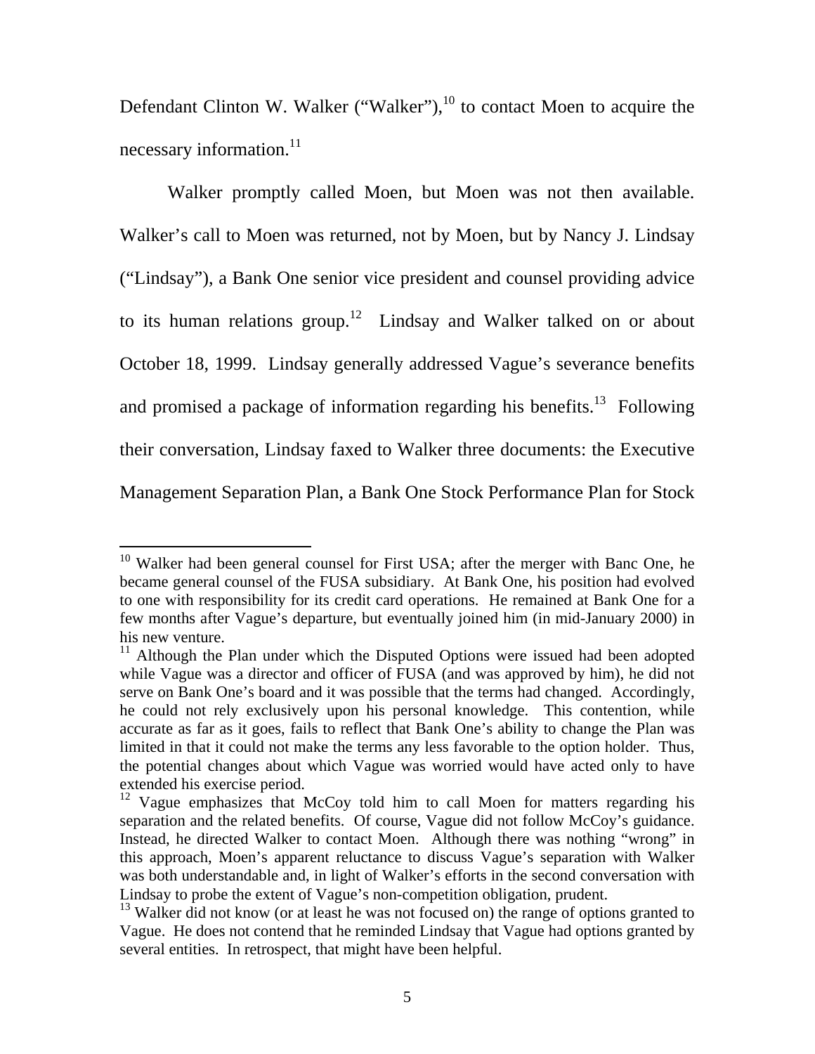Defendant Clinton W. Walker ("Walker"),[10] to contact Moen to acquire the necessary information.[11]

Walker promptly called Moen, but Moen was not then available. Walker's call to Moen was returned, not by Moen, but by Nancy J. Lindsay ("Lindsay"), a Bank One senior vice president and counsel providing advice to its human relations group.[12] Lindsay and Walker talked on or about October 18, 1999. Lindsay generally addressed Vague's severance benefits and promised a package of information regarding his benefits.[13] Following their conversation, Lindsay faxed to Walker three documents: the Executive Management Separation Plan, a Bank One Stock Performance Plan for Stock

---

[10] Walker had been general counsel for First USA; after the merger with Banc One, he became general counsel of the FUSA subsidiary. At Bank One, his position had evolved to one with responsibility for its credit card operations. He remained at Bank One for a few months after Vague's departure, but eventually joined him (in mid-January 2000) in his new venture.

[11] Although the Plan under which the Disputed Options were issued had been adopted while Vague was a director and officer of FUSA (and was approved by him), he did not serve on Bank One's board and it was possible that the terms had changed. Accordingly, he could not rely exclusively upon his personal knowledge. This contention, while accurate as far as it goes, fails to reflect that Bank One's ability to change the Plan was limited in that it could not make the terms any less favorable to the option holder. Thus, the potential changes about which Vague was worried would have acted only to have extended his exercise period.

[12] Vague emphasizes that McCoy told him to call Moen for matters regarding his separation and the related benefits. Of course, Vague did not follow McCoy's guidance. Instead, he directed Walker to contact Moen. Although there was nothing "wrong" in this approach, Moen's apparent reluctance to discuss Vague's separation with Walker was both understandable and, in light of Walker's efforts in the second conversation with Lindsay to probe the extent of Vague's non-competition obligation, prudent.

[13] Walker did not know (or at least he was not focused on) the range of options granted to Vague. He does not contend that he reminded Lindsay that Vague had options granted by several entities. In retrospect, that might have been helpful.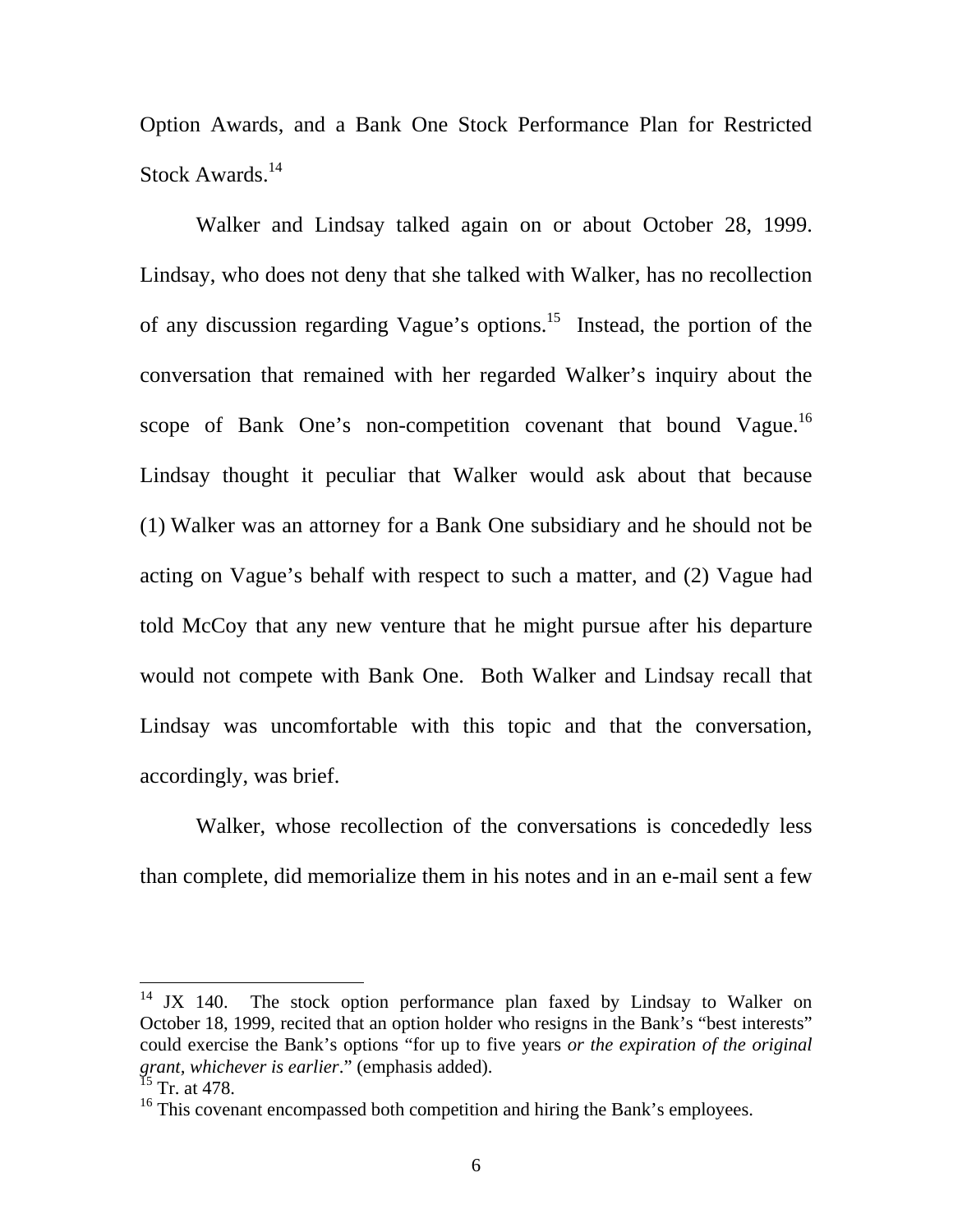Option Awards, and a Bank One Stock Performance Plan for Restricted Stock Awards.[14]

Walker and Lindsay talked again on or about October 28, 1999. Lindsay, who does not deny that she talked with Walker, has no recollection of any discussion regarding Vague's options.[15] Instead, the portion of the conversation that remained with her regarded Walker's inquiry about the scope of Bank One's non-competition covenant that bound Vague.[16] Lindsay thought it peculiar that Walker would ask about that because (1) Walker was an attorney for a Bank One subsidiary and he should not be acting on Vague's behalf with respect to such a matter, and (2) Vague had told McCoy that any new venture that he might pursue after his departure would not compete with Bank One. Both Walker and Lindsay recall that Lindsay was uncomfortable with this topic and that the conversation, accordingly, was brief.

Walker, whose recollection of the conversations is concededly less than complete, did memorialize them in his notes and in an e-mail sent a few

---

[14] JX 140. The stock option performance plan faxed by Lindsay to Walker on October 18, 1999, recited that an option holder who resigns in the Bank's "best interests" could exercise the Bank's options "for up to five years *or the expiration of the original grant, whichever is earlier*." (emphasis added).

[15] Tr. at 478.

[16] This covenant encompassed both competition and hiring the Bank's employees.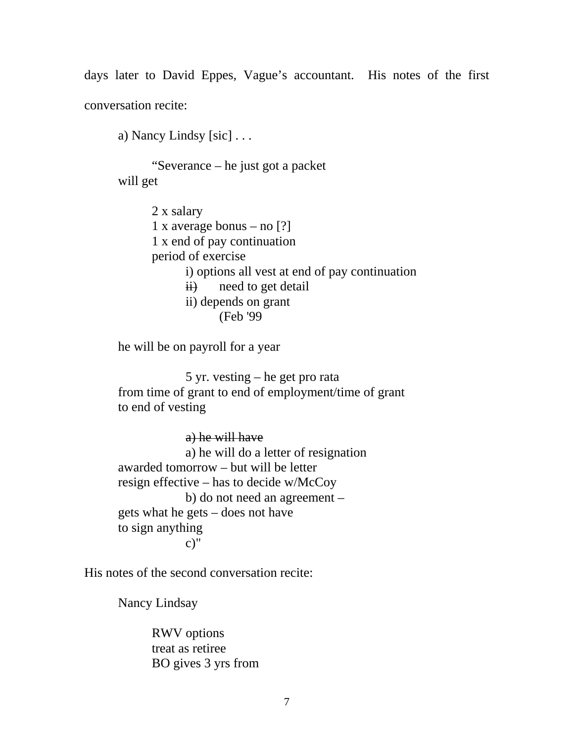days later to David Eppes, Vague's accountant. His notes of the first conversation recite:

> a) Nancy Lindsy [sic] . . .
>
> "Severance – he just got a packet
> will get
>
> 2 x salary
> 1 x average bonus – no [?]
> 1 x end of pay continuation
> period of exercise
> i) options all vest at end of pay continuation
> ~~ii)~~ need to get detail
> ii) depends on grant
> (Feb '99
>
> he will be on payroll for a year
>
> 5 yr. vesting – he get pro rata
> from time of grant to end of employment/time of grant
> to end of vesting
>
> ~~a) he will have~~
> a) he will do a letter of resignation
> awarded tomorrow – but will be letter
> resign effective – has to decide w/McCoy
> b) do not need an agreement –
> gets what he gets – does not have
> to sign anything
> c)"

His notes of the second conversation recite:

> Nancy Lindsay
>
> RWV options
> treat as retiree
> BO gives 3 yrs from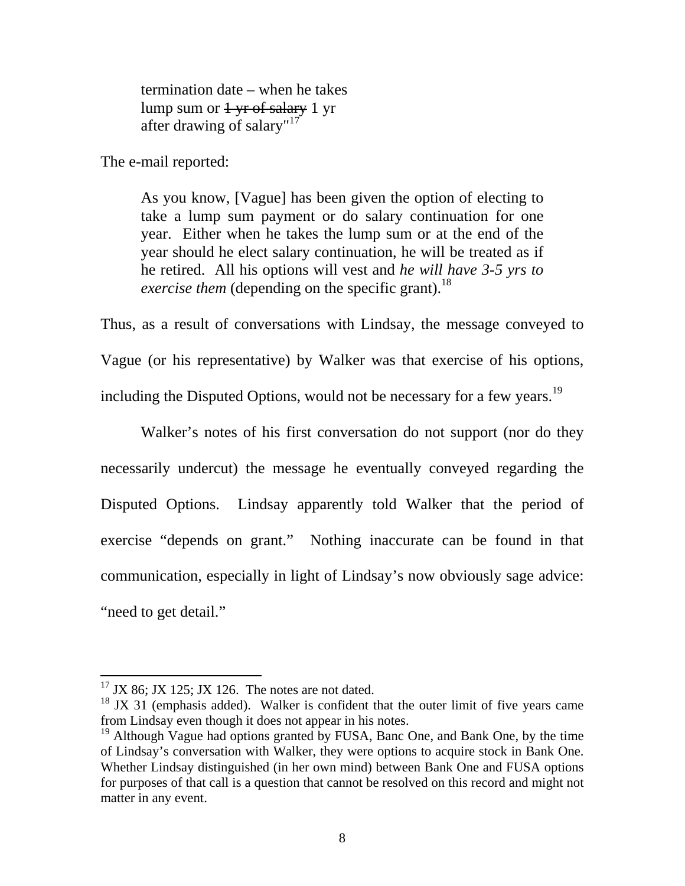> termination date – when he takes
> lump sum or ~~1 yr of salary~~ 1 yr
> after drawing of salary"[17]

The e-mail reported:

> As you know, [Vague] has been given the option of electing to take a lump sum payment or do salary continuation for one year. Either when he takes the lump sum or at the end of the year should he elect salary continuation, he will be treated as if he retired. All his options will vest and *he will have 3-5 yrs to exercise them* (depending on the specific grant).[18]

Thus, as a result of conversations with Lindsay, the message conveyed to Vague (or his representative) by Walker was that exercise of his options, including the Disputed Options, would not be necessary for a few years.[19]

Walker's notes of his first conversation do not support (nor do they necessarily undercut) the message he eventually conveyed regarding the Disputed Options. Lindsay apparently told Walker that the period of exercise "depends on grant." Nothing inaccurate can be found in that communication, especially in light of Lindsay's now obviously sage advice: "need to get detail."

---

[17] JX 86; JX 125; JX 126. The notes are not dated.

[18] JX 31 (emphasis added). Walker is confident that the outer limit of five years came from Lindsay even though it does not appear in his notes.

[19] Although Vague had options granted by FUSA, Banc One, and Bank One, by the time of Lindsay's conversation with Walker, they were options to acquire stock in Bank One. Whether Lindsay distinguished (in her own mind) between Bank One and FUSA options for purposes of that call is a question that cannot be resolved on this record and might not matter in any event.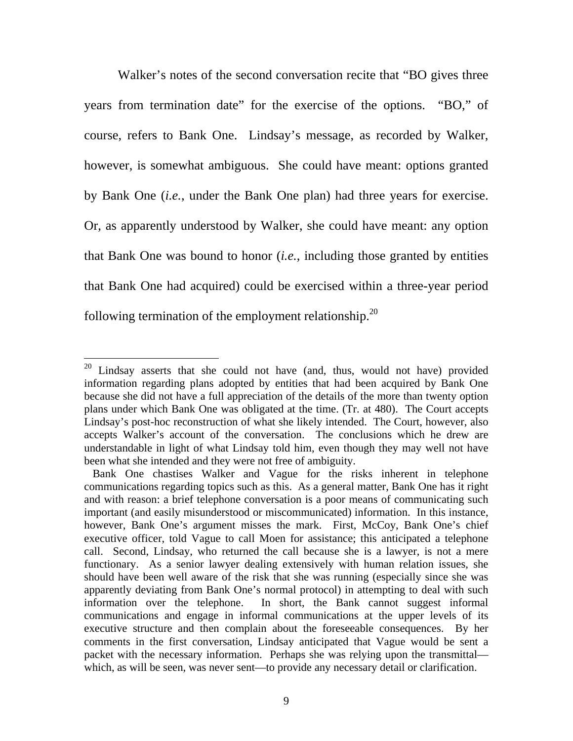Walker's notes of the second conversation recite that "BO gives three years from termination date" for the exercise of the options. "BO," of course, refers to Bank One. Lindsay's message, as recorded by Walker, however, is somewhat ambiguous. She could have meant: options granted by Bank One (*i.e.*, under the Bank One plan) had three years for exercise. Or, as apparently understood by Walker, she could have meant: any option that Bank One was bound to honor (*i.e.*, including those granted by entities that Bank One had acquired) could be exercised within a three-year period following termination of the employment relationship.[20]

---

[20] Lindsay asserts that she could not have (and, thus, would not have) provided information regarding plans adopted by entities that had been acquired by Bank One because she did not have a full appreciation of the details of the more than twenty option plans under which Bank One was obligated at the time. (Tr. at 480). The Court accepts Lindsay's post-hoc reconstruction of what she likely intended. The Court, however, also accepts Walker's account of the conversation. The conclusions which he drew are understandable in light of what Lindsay told him, even though they may well not have been what she intended and they were not free of ambiguity.

Bank One chastises Walker and Vague for the risks inherent in telephone communications regarding topics such as this. As a general matter, Bank One has it right and with reason: a brief telephone conversation is a poor means of communicating such important (and easily misunderstood or miscommunicated) information. In this instance, however, Bank One's argument misses the mark. First, McCoy, Bank One's chief executive officer, told Vague to call Moen for assistance; this anticipated a telephone call. Second, Lindsay, who returned the call because she is a lawyer, is not a mere functionary. As a senior lawyer dealing extensively with human relation issues, she should have been well aware of the risk that she was running (especially since she was apparently deviating from Bank One's normal protocol) in attempting to deal with such information over the telephone. In short, the Bank cannot suggest informal communications and engage in informal communications at the upper levels of its executive structure and then complain about the foreseeable consequences. By her comments in the first conversation, Lindsay anticipated that Vague would be sent a packet with the necessary information. Perhaps she was relying upon the transmittal—which, as will be seen, was never sent—to provide any necessary detail or clarification.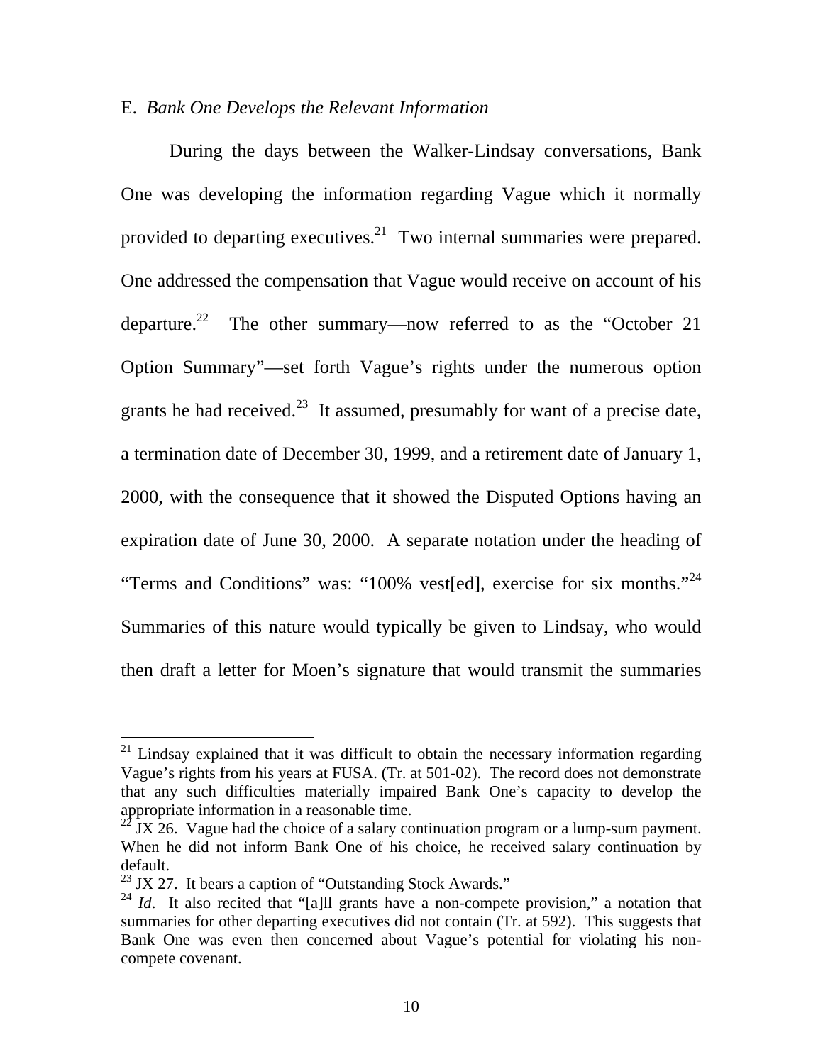## E. *Bank One Develops the Relevant Information*

During the days between the Walker-Lindsay conversations, Bank One was developing the information regarding Vague which it normally provided to departing executives.[21] Two internal summaries were prepared. One addressed the compensation that Vague would receive on account of his departure.[22] The other summary—now referred to as the "October 21 Option Summary"—set forth Vague's rights under the numerous option grants he had received.[23] It assumed, presumably for want of a precise date, a termination date of December 30, 1999, and a retirement date of January 1, 2000, with the consequence that it showed the Disputed Options having an expiration date of June 30, 2000. A separate notation under the heading of "Terms and Conditions" was: "100% vest[ed], exercise for six months."[24] Summaries of this nature would typically be given to Lindsay, who would then draft a letter for Moen's signature that would transmit the summaries

---

[21] Lindsay explained that it was difficult to obtain the necessary information regarding Vague's rights from his years at FUSA. (Tr. at 501-02). The record does not demonstrate that any such difficulties materially impaired Bank One's capacity to develop the appropriate information in a reasonable time.

[22] JX 26. Vague had the choice of a salary continuation program or a lump-sum payment. When he did not inform Bank One of his choice, he received salary continuation by default.

[23] JX 27. It bears a caption of "Outstanding Stock Awards."

[24] *Id*. It also recited that "[a]ll grants have a non-compete provision," a notation that summaries for other departing executives did not contain (Tr. at 592). This suggests that Bank One was even then concerned about Vague's potential for violating his non-compete covenant.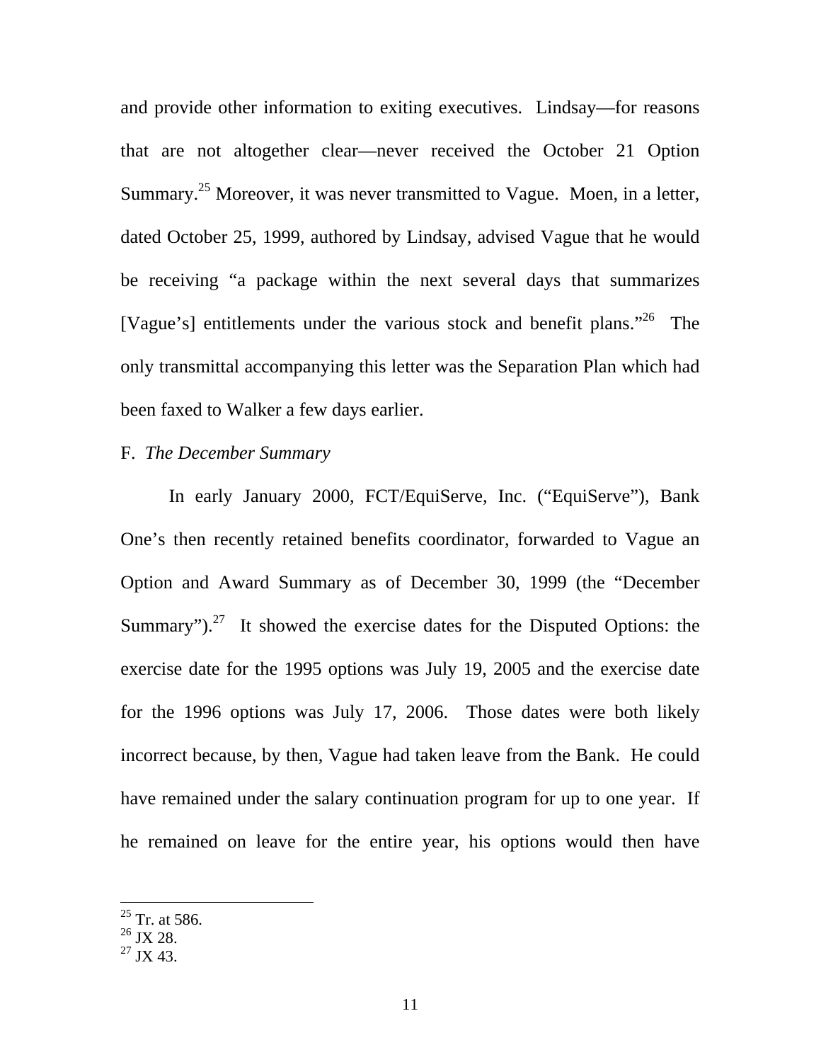and provide other information to exiting executives. Lindsay—for reasons that are not altogether clear—never received the October 21 Option Summary.[25] Moreover, it was never transmitted to Vague. Moen, in a letter, dated October 25, 1999, authored by Lindsay, advised Vague that he would be receiving "a package within the next several days that summarizes [Vague's] entitlements under the various stock and benefit plans."[26] The only transmittal accompanying this letter was the Separation Plan which had been faxed to Walker a few days earlier.

F. *The December Summary*

In early January 2000, FCT/EquiServe, Inc. ("EquiServe"), Bank One's then recently retained benefits coordinator, forwarded to Vague an Option and Award Summary as of December 30, 1999 (the "December Summary").[27] It showed the exercise dates for the Disputed Options: the exercise date for the 1995 options was July 19, 2005 and the exercise date for the 1996 options was July 17, 2006. Those dates were both likely incorrect because, by then, Vague had taken leave from the Bank. He could have remained under the salary continuation program for up to one year. If he remained on leave for the entire year, his options would then have

---

[25] Tr. at 586.

[26] JX 28.

[27] JX 43.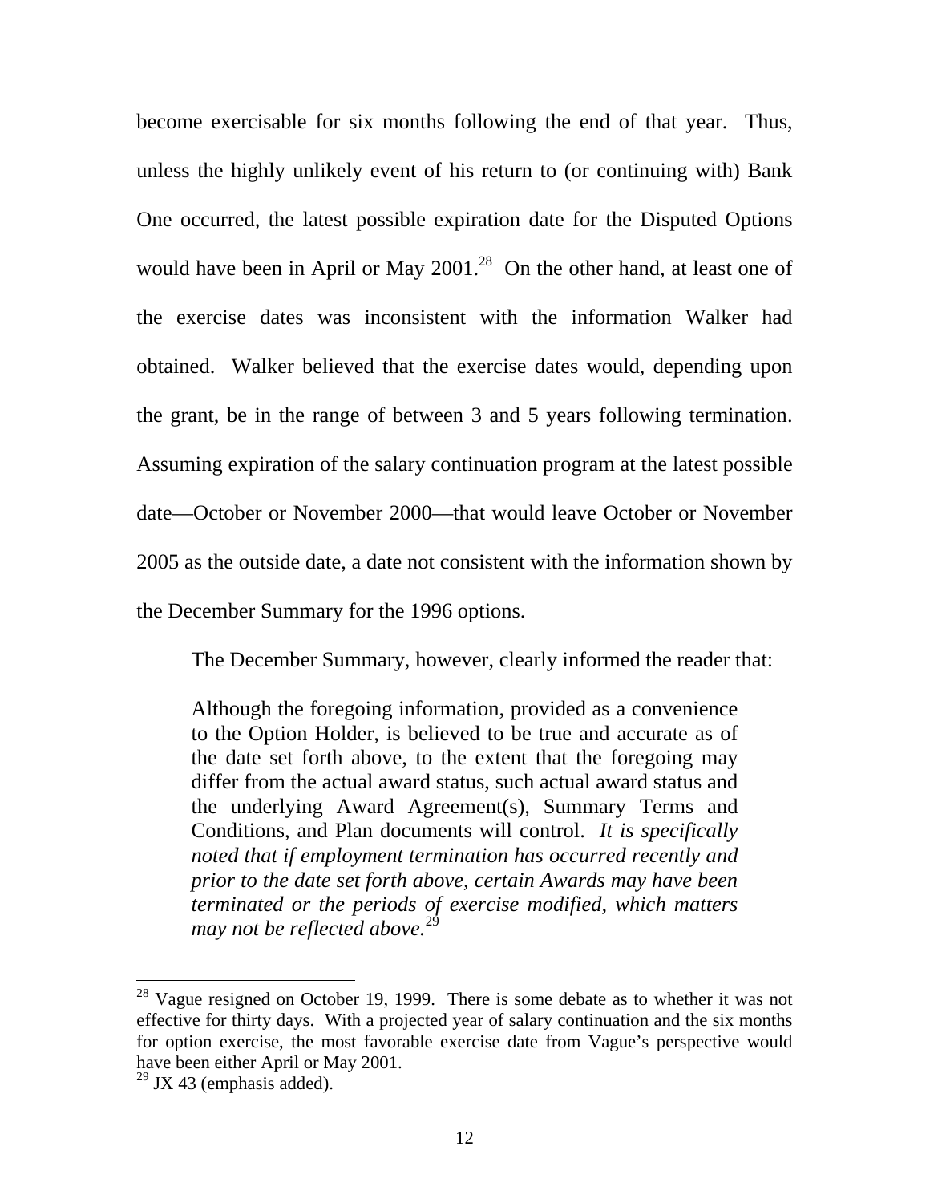become exercisable for six months following the end of that year. Thus, unless the highly unlikely event of his return to (or continuing with) Bank One occurred, the latest possible expiration date for the Disputed Options would have been in April or May 2001.[28] On the other hand, at least one of the exercise dates was inconsistent with the information Walker had obtained. Walker believed that the exercise dates would, depending upon the grant, be in the range of between 3 and 5 years following termination. Assuming expiration of the salary continuation program at the latest possible date—October or November 2000—that would leave October or November 2005 as the outside date, a date not consistent with the information shown by the December Summary for the 1996 options.

The December Summary, however, clearly informed the reader that:

> Although the foregoing information, provided as a convenience to the Option Holder, is believed to be true and accurate as of the date set forth above, to the extent that the foregoing may differ from the actual award status, such actual award status and the underlying Award Agreement(s), Summary Terms and Conditions, and Plan documents will control. *It is specifically noted that if employment termination has occurred recently and prior to the date set forth above, certain Awards may have been terminated or the periods of exercise modified, which matters may not be reflected above.*[29]

---

[28] Vague resigned on October 19, 1999. There is some debate as to whether it was not effective for thirty days. With a projected year of salary continuation and the six months for option exercise, the most favorable exercise date from Vague's perspective would have been either April or May 2001.

[29] JX 43 (emphasis added).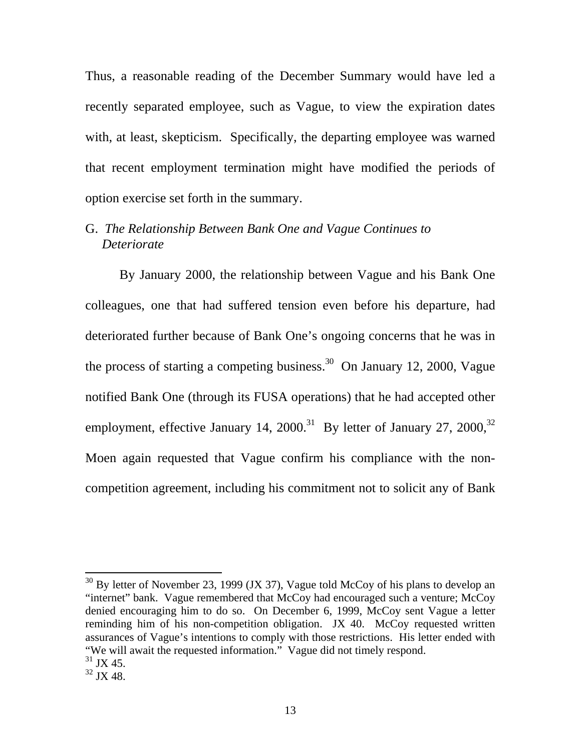Thus, a reasonable reading of the December Summary would have led a recently separated employee, such as Vague, to view the expiration dates with, at least, skepticism. Specifically, the departing employee was warned that recent employment termination might have modified the periods of option exercise set forth in the summary.

### G. *The Relationship Between Bank One and Vague Continues to Deteriorate*

By January 2000, the relationship between Vague and his Bank One colleagues, one that had suffered tension even before his departure, had deteriorated further because of Bank One's ongoing concerns that he was in the process of starting a competing business.[30] On January 12, 2000, Vague notified Bank One (through its FUSA operations) that he had accepted other employment, effective January 14, 2000.[31] By letter of January 27, 2000,[32] Moen again requested that Vague confirm his compliance with the non-competition agreement, including his commitment not to solicit any of Bank

---

[30] By letter of November 23, 1999 (JX 37), Vague told McCoy of his plans to develop an "internet" bank. Vague remembered that McCoy had encouraged such a venture; McCoy denied encouraging him to do so. On December 6, 1999, McCoy sent Vague a letter reminding him of his non-competition obligation. JX 40. McCoy requested written assurances of Vague's intentions to comply with those restrictions. His letter ended with "We will await the requested information." Vague did not timely respond.

[31] JX 45.

[32] JX 48.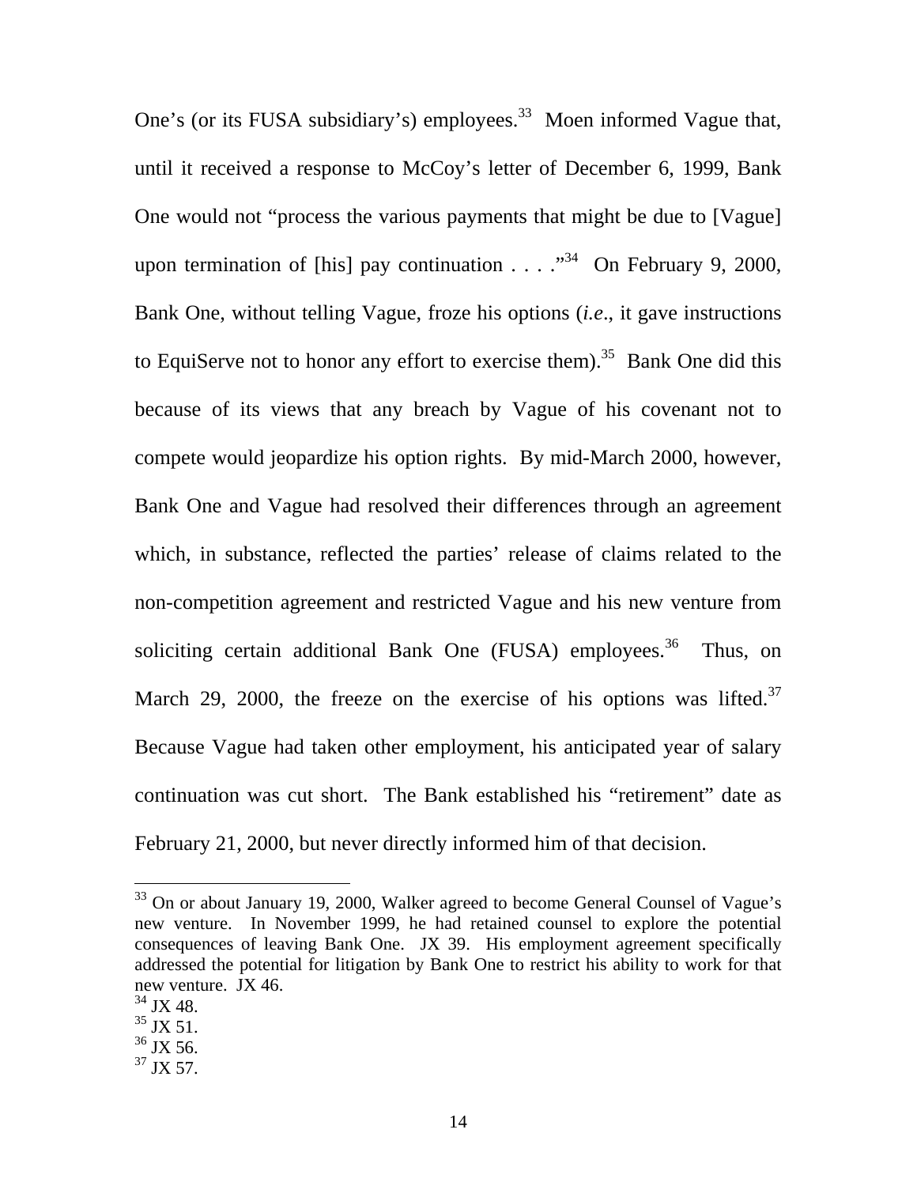One's (or its FUSA subsidiary's) employees.[33] Moen informed Vague that, until it received a response to McCoy's letter of December 6, 1999, Bank One would not "process the various payments that might be due to [Vague] upon termination of [his] pay continuation . . . ."[34] On February 9, 2000, Bank One, without telling Vague, froze his options (*i.e*., it gave instructions to EquiServe not to honor any effort to exercise them).[35] Bank One did this because of its views that any breach by Vague of his covenant not to compete would jeopardize his option rights. By mid-March 2000, however, Bank One and Vague had resolved their differences through an agreement which, in substance, reflected the parties' release of claims related to the non-competition agreement and restricted Vague and his new venture from soliciting certain additional Bank One (FUSA) employees.[36] Thus, on March 29, 2000, the freeze on the exercise of his options was lifted.[37] Because Vague had taken other employment, his anticipated year of salary continuation was cut short. The Bank established his "retirement" date as February 21, 2000, but never directly informed him of that decision.

---

[33] On or about January 19, 2000, Walker agreed to become General Counsel of Vague's new venture. In November 1999, he had retained counsel to explore the potential consequences of leaving Bank One. JX 39. His employment agreement specifically addressed the potential for litigation by Bank One to restrict his ability to work for that new venture. JX 46.

[34] JX 48.

[35] JX 51.

[36] JX 56.

[37] JX 57.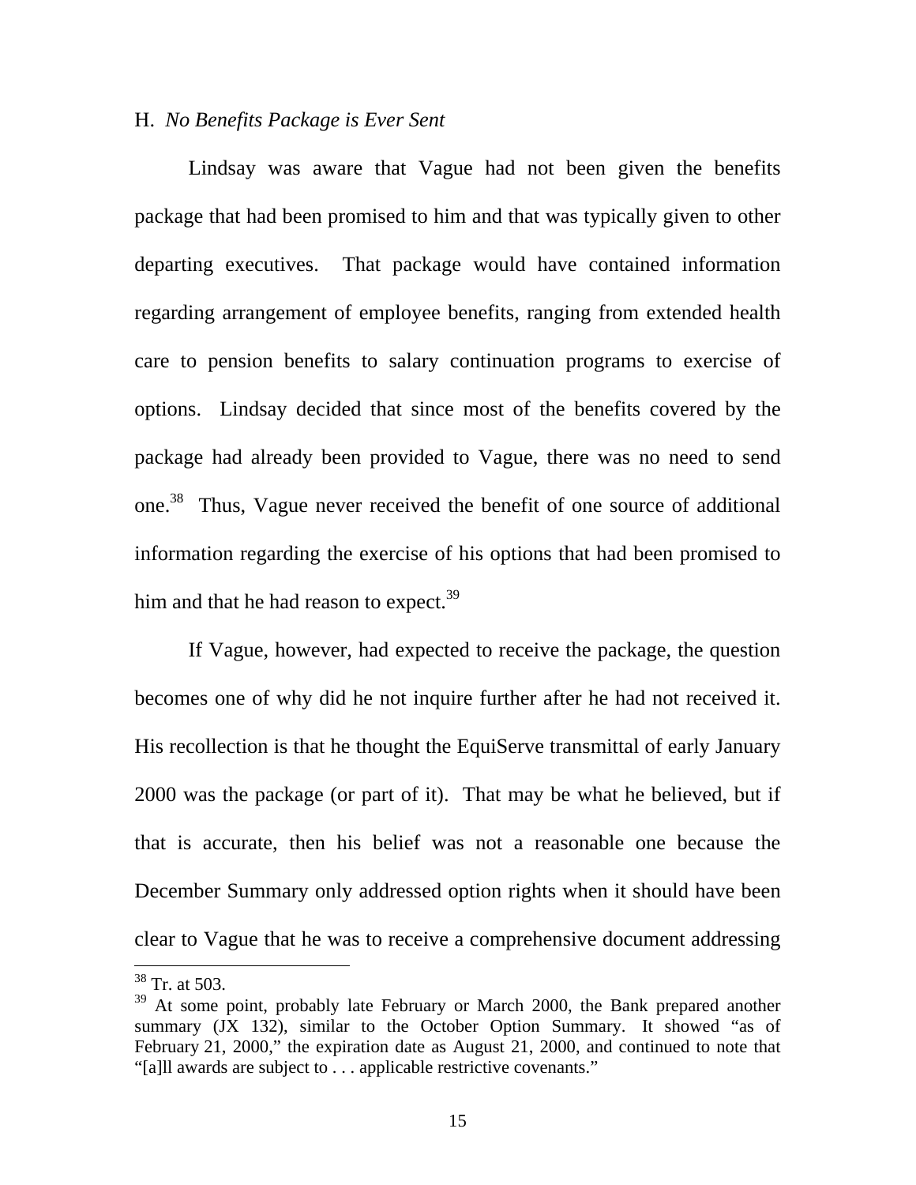### H. *No Benefits Package is Ever Sent*

Lindsay was aware that Vague had not been given the benefits package that had been promised to him and that was typically given to other departing executives. That package would have contained information regarding arrangement of employee benefits, ranging from extended health care to pension benefits to salary continuation programs to exercise of options. Lindsay decided that since most of the benefits covered by the package had already been provided to Vague, there was no need to send one.[38] Thus, Vague never received the benefit of one source of additional information regarding the exercise of his options that had been promised to him and that he had reason to expect.[39]

If Vague, however, had expected to receive the package, the question becomes one of why did he not inquire further after he had not received it. His recollection is that he thought the EquiServe transmittal of early January 2000 was the package (or part of it). That may be what he believed, but if that is accurate, then his belief was not a reasonable one because the December Summary only addressed option rights when it should have been clear to Vague that he was to receive a comprehensive document addressing

---

[38] Tr. at 503.

[39] At some point, probably late February or March 2000, the Bank prepared another summary (JX 132), similar to the October Option Summary. It showed "as of February 21, 2000," the expiration date as August 21, 2000, and continued to note that "[a]ll awards are subject to . . . applicable restrictive covenants."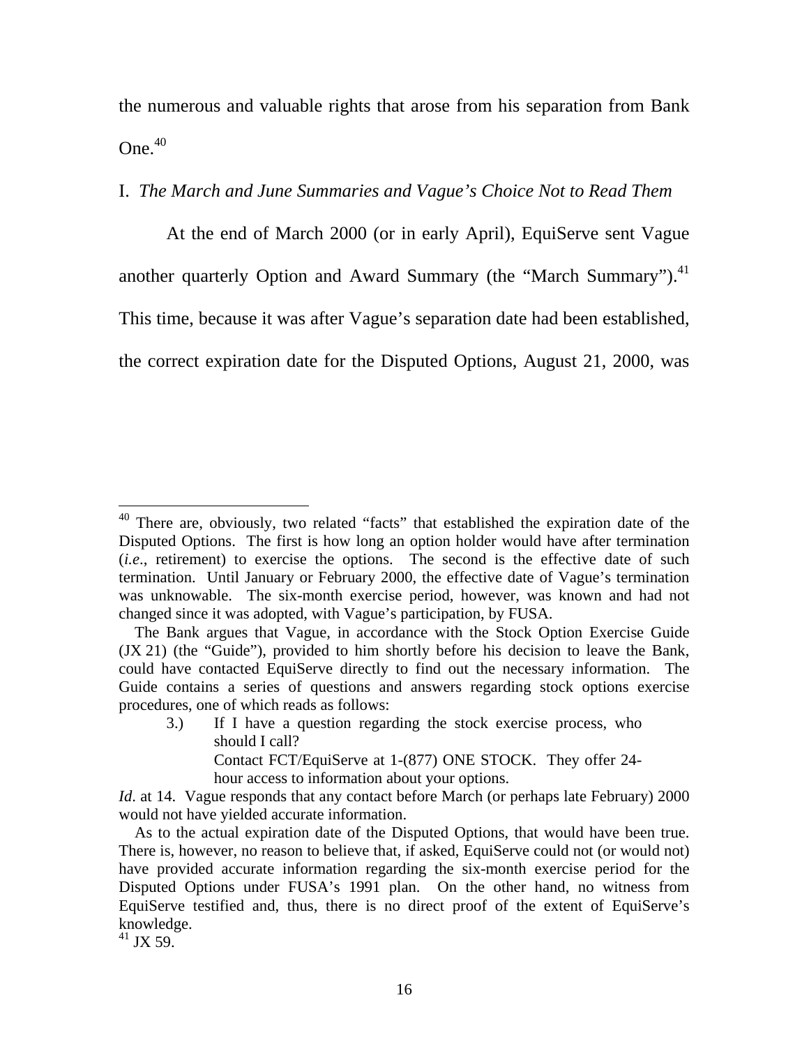the numerous and valuable rights that arose from his separation from Bank One.[40]

I. *The March and June Summaries and Vague's Choice Not to Read Them*

At the end of March 2000 (or in early April), EquiServe sent Vague another quarterly Option and Award Summary (the "March Summary").[41] This time, because it was after Vague's separation date had been established, the correct expiration date for the Disputed Options, August 21, 2000, was

---

[40] There are, obviously, two related "facts" that established the expiration date of the Disputed Options. The first is how long an option holder would have after termination (*i.e.*, retirement) to exercise the options. The second is the effective date of such termination. Until January or February 2000, the effective date of Vague's termination was unknowable. The six-month exercise period, however, was known and had not changed since it was adopted, with Vague's participation, by FUSA.

The Bank argues that Vague, in accordance with the Stock Option Exercise Guide (JX 21) (the "Guide"), provided to him shortly before his decision to leave the Bank, could have contacted EquiServe directly to find out the necessary information. The Guide contains a series of questions and answers regarding stock options exercise procedures, one of which reads as follows:

> 3.) If I have a question regarding the stock exercise process, who should I call?
> Contact FCT/EquiServe at 1-(877) ONE STOCK. They offer 24-hour access to information about your options.

*Id*. at 14. Vague responds that any contact before March (or perhaps late February) 2000 would not have yielded accurate information.

As to the actual expiration date of the Disputed Options, that would have been true. There is, however, no reason to believe that, if asked, EquiServe could not (or would not) have provided accurate information regarding the six-month exercise period for the Disputed Options under FUSA's 1991 plan. On the other hand, no witness from EquiServe testified and, thus, there is no direct proof of the extent of EquiServe's knowledge.

[41] JX 59.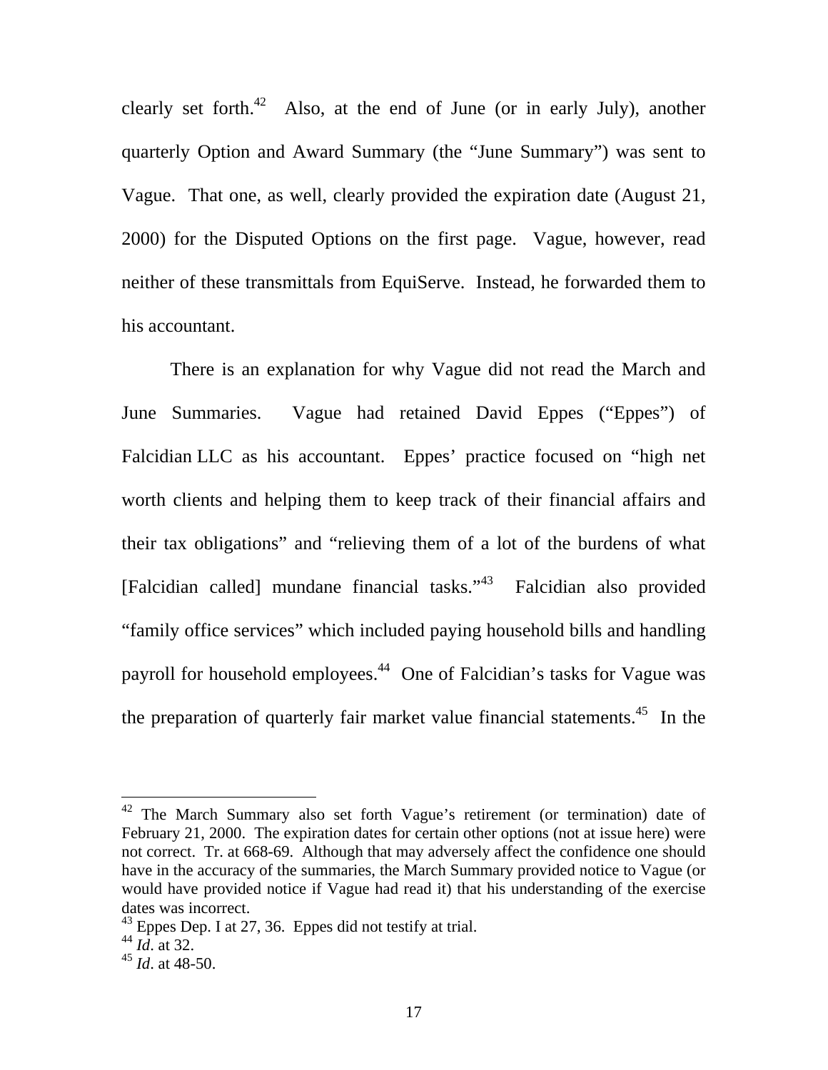clearly set forth.[42] Also, at the end of June (or in early July), another quarterly Option and Award Summary (the "June Summary") was sent to Vague. That one, as well, clearly provided the expiration date (August 21, 2000) for the Disputed Options on the first page. Vague, however, read neither of these transmittals from EquiServe. Instead, he forwarded them to his accountant.

There is an explanation for why Vague did not read the March and June Summaries. Vague had retained David Eppes ("Eppes") of Falcidian LLC as his accountant. Eppes' practice focused on "high net worth clients and helping them to keep track of their financial affairs and their tax obligations" and "relieving them of a lot of the burdens of what [Falcidian called] mundane financial tasks."[43] Falcidian also provided "family office services" which included paying household bills and handling payroll for household employees.[44] One of Falcidian's tasks for Vague was the preparation of quarterly fair market value financial statements.[45] In the

---

[42] The March Summary also set forth Vague's retirement (or termination) date of February 21, 2000. The expiration dates for certain other options (not at issue here) were not correct. Tr. at 668-69. Although that may adversely affect the confidence one should have in the accuracy of the summaries, the March Summary provided notice to Vague (or would have provided notice if Vague had read it) that his understanding of the exercise dates was incorrect.

[43] Eppes Dep. I at 27, 36. Eppes did not testify at trial.

[44] *Id*. at 32.

[45] *Id*. at 48-50.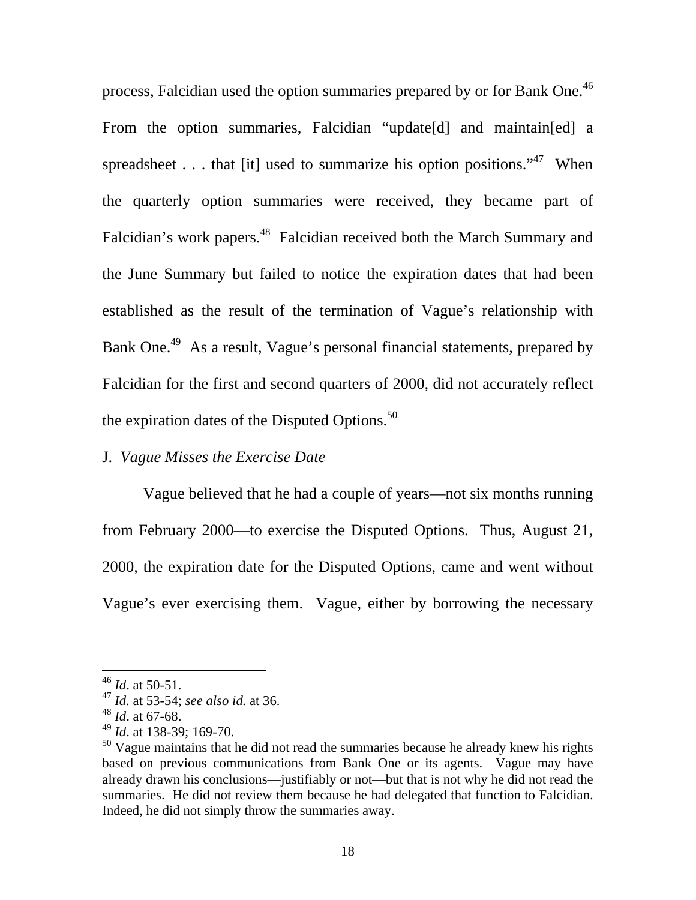process, Falcidian used the option summaries prepared by or for Bank One.[46] From the option summaries, Falcidian "update[d] and maintain[ed] a spreadsheet . . . that [it] used to summarize his option positions."[47] When the quarterly option summaries were received, they became part of Falcidian's work papers.[48] Falcidian received both the March Summary and the June Summary but failed to notice the expiration dates that had been established as the result of the termination of Vague's relationship with Bank One.[49] As a result, Vague's personal financial statements, prepared by Falcidian for the first and second quarters of 2000, did not accurately reflect the expiration dates of the Disputed Options.[50]

J. *Vague Misses the Exercise Date*

Vague believed that he had a couple of years—not six months running from February 2000—to exercise the Disputed Options. Thus, August 21, 2000, the expiration date for the Disputed Options, came and went without Vague's ever exercising them. Vague, either by borrowing the necessary

---

[46] *Id*. at 50-51.

[47] *Id.* at 53-54; *see also id.* at 36.

[48] *Id*. at 67-68.

[49] *Id*. at 138-39; 169-70.

[50] Vague maintains that he did not read the summaries because he already knew his rights based on previous communications from Bank One or its agents. Vague may have already drawn his conclusions—justifiably or not—but that is not why he did not read the summaries. He did not review them because he had delegated that function to Falcidian. Indeed, he did not simply throw the summaries away.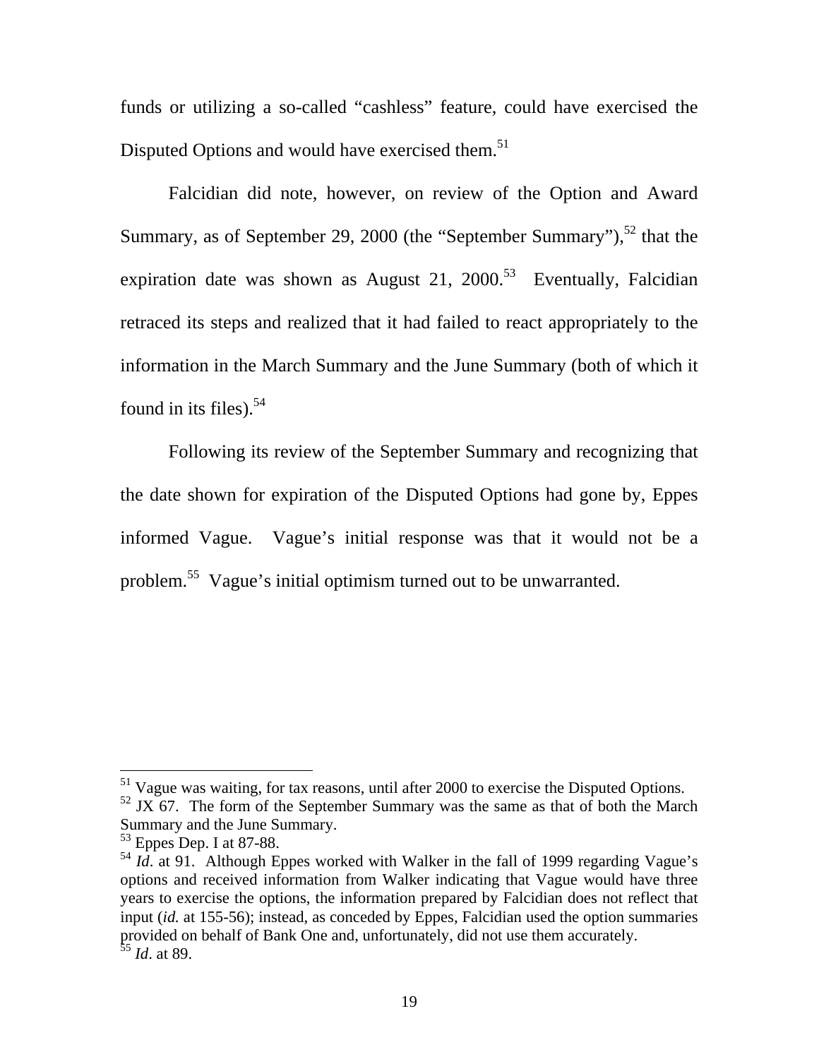funds or utilizing a so-called "cashless" feature, could have exercised the Disputed Options and would have exercised them.[51]

Falcidian did note, however, on review of the Option and Award Summary, as of September 29, 2000 (the "September Summary"),[52] that the expiration date was shown as August 21, 2000.[53] Eventually, Falcidian retraced its steps and realized that it had failed to react appropriately to the information in the March Summary and the June Summary (both of which it found in its files).[54]

Following its review of the September Summary and recognizing that the date shown for expiration of the Disputed Options had gone by, Eppes informed Vague. Vague's initial response was that it would not be a problem.[55] Vague's initial optimism turned out to be unwarranted.

---

[51] Vague was waiting, for tax reasons, until after 2000 to exercise the Disputed Options.

[52] JX 67. The form of the September Summary was the same as that of both the March Summary and the June Summary.

[53] Eppes Dep. I at 87-88.

[54] *Id.* at 91. Although Eppes worked with Walker in the fall of 1999 regarding Vague's options and received information from Walker indicating that Vague would have three years to exercise the options, the information prepared by Falcidian does not reflect that input (*id.* at 155-56); instead, as conceded by Eppes, Falcidian used the option summaries provided on behalf of Bank One and, unfortunately, did not use them accurately.

[55] *Id*. at 89.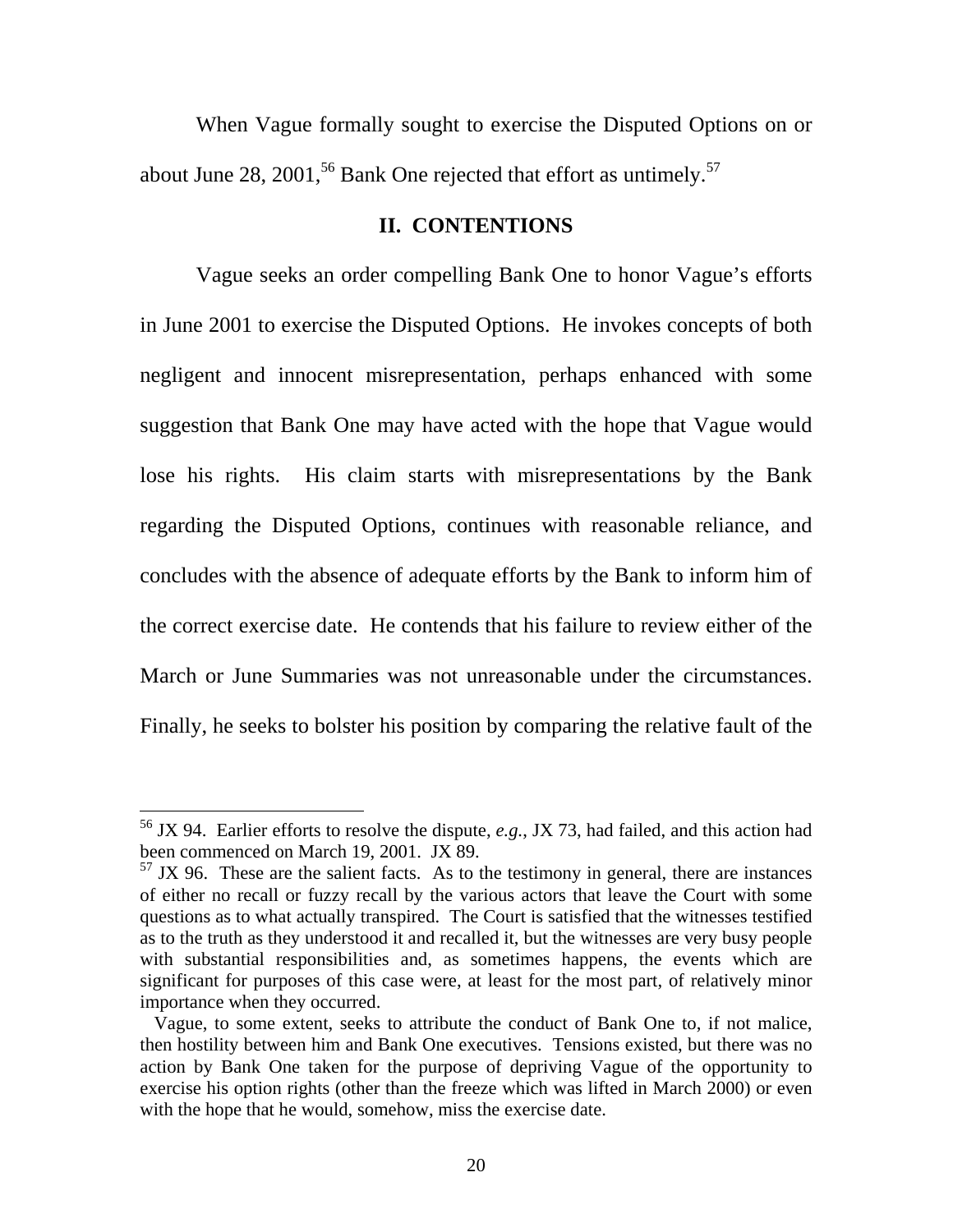When Vague formally sought to exercise the Disputed Options on or about June 28, 2001,[56] Bank One rejected that effort as untimely.[57]

## II. CONTENTIONS

Vague seeks an order compelling Bank One to honor Vague's efforts in June 2001 to exercise the Disputed Options. He invokes concepts of both negligent and innocent misrepresentation, perhaps enhanced with some suggestion that Bank One may have acted with the hope that Vague would lose his rights. His claim starts with misrepresentations by the Bank regarding the Disputed Options, continues with reasonable reliance, and concludes with the absence of adequate efforts by the Bank to inform him of the correct exercise date. He contends that his failure to review either of the March or June Summaries was not unreasonable under the circumstances. Finally, he seeks to bolster his position by comparing the relative fault of the

---

[56] JX 94. Earlier efforts to resolve the dispute, *e.g.*, JX 73, had failed, and this action had been commenced on March 19, 2001. JX 89.

[57] JX 96. These are the salient facts. As to the testimony in general, there are instances of either no recall or fuzzy recall by the various actors that leave the Court with some questions as to what actually transpired. The Court is satisfied that the witnesses testified as to the truth as they understood it and recalled it, but the witnesses are very busy people with substantial responsibilities and, as sometimes happens, the events which are significant for purposes of this case were, at least for the most part, of relatively minor importance when they occurred.

Vague, to some extent, seeks to attribute the conduct of Bank One to, if not malice, then hostility between him and Bank One executives. Tensions existed, but there was no action by Bank One taken for the purpose of depriving Vague of the opportunity to exercise his option rights (other than the freeze which was lifted in March 2000) or even with the hope that he would, somehow, miss the exercise date.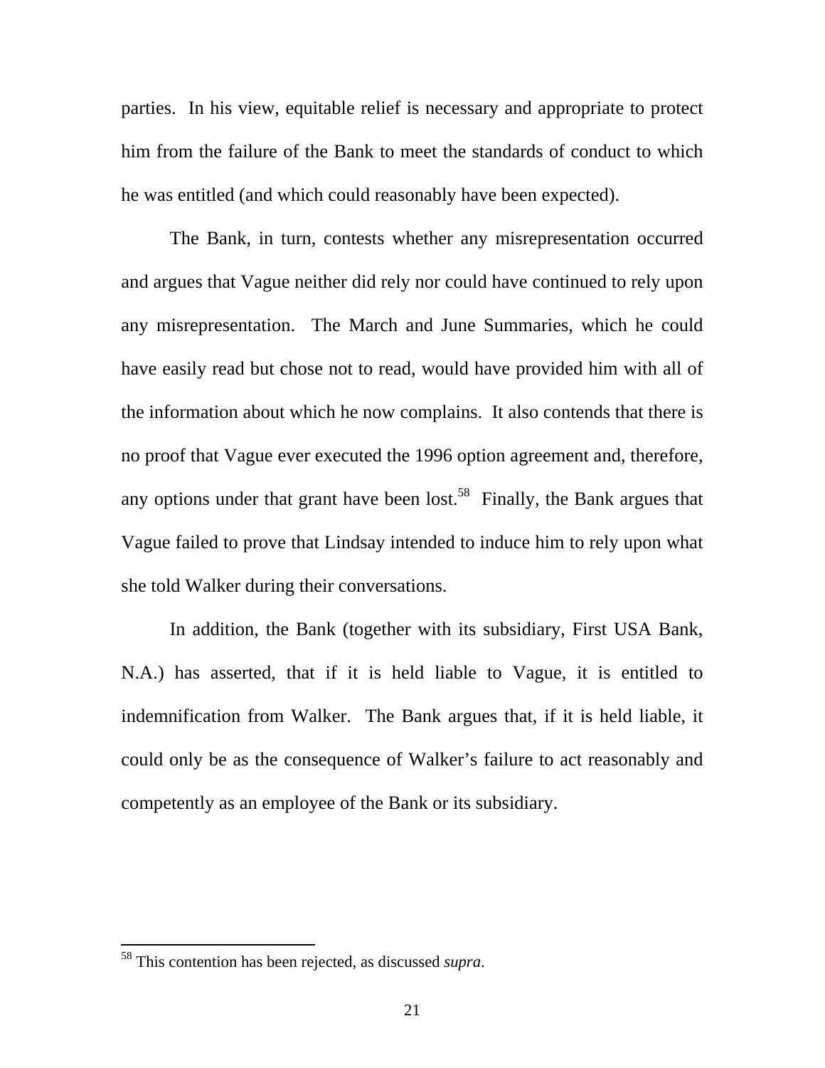parties. In his view, equitable relief is necessary and appropriate to protect him from the failure of the Bank to meet the standards of conduct to which he was entitled (and which could reasonably have been expected).

The Bank, in turn, contests whether any misrepresentation occurred and argues that Vague neither did rely nor could have continued to rely upon any misrepresentation. The March and June Summaries, which he could have easily read but chose not to read, would have provided him with all of the information about which he now complains. It also contends that there is no proof that Vague ever executed the 1996 option agreement and, therefore, any options under that grant have been lost.[58] Finally, the Bank argues that Vague failed to prove that Lindsay intended to induce him to rely upon what she told Walker during their conversations.

In addition, the Bank (together with its subsidiary, First USA Bank, N.A.) has asserted, that if it is held liable to Vague, it is entitled to indemnification from Walker. The Bank argues that, if it is held liable, it could only be as the consequence of Walker's failure to act reasonably and competently as an employee of the Bank or its subsidiary.

---

[58] This contention has been rejected, as discussed *supra*.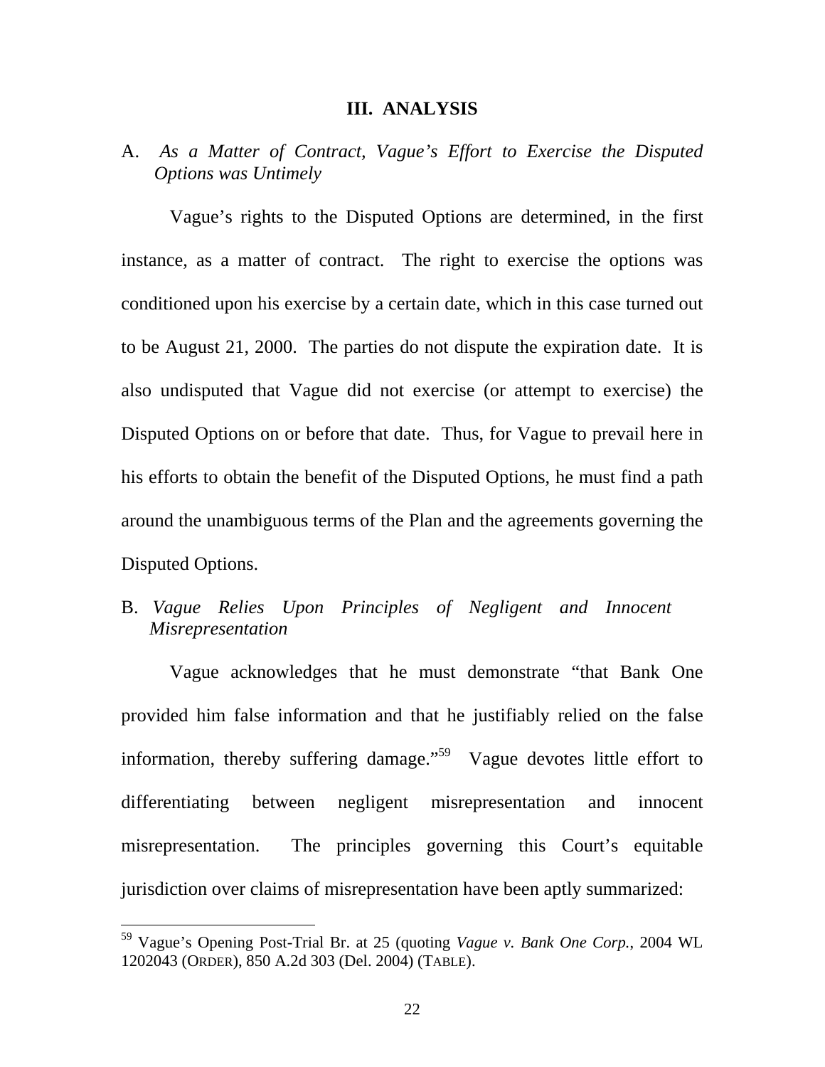## III. ANALYSIS

### A. *As a Matter of Contract, Vague's Effort to Exercise the Disputed Options was Untimely*

Vague's rights to the Disputed Options are determined, in the first instance, as a matter of contract. The right to exercise the options was conditioned upon his exercise by a certain date, which in this case turned out to be August 21, 2000. The parties do not dispute the expiration date. It is also undisputed that Vague did not exercise (or attempt to exercise) the Disputed Options on or before that date. Thus, for Vague to prevail here in his efforts to obtain the benefit of the Disputed Options, he must find a path around the unambiguous terms of the Plan and the agreements governing the Disputed Options.

### B. *Vague Relies Upon Principles of Negligent and Innocent Misrepresentation*

Vague acknowledges that he must demonstrate "that Bank One provided him false information and that he justifiably relied on the false information, thereby suffering damage."[59] Vague devotes little effort to differentiating between negligent misrepresentation and innocent misrepresentation. The principles governing this Court's equitable jurisdiction over claims of misrepresentation have been aptly summarized:

---

[59] Vague's Opening Post-Trial Br. at 25 (quoting *Vague v. Bank One Corp.*, 2004 WL 1202043 (ORDER), 850 A.2d 303 (Del. 2004) (TABLE).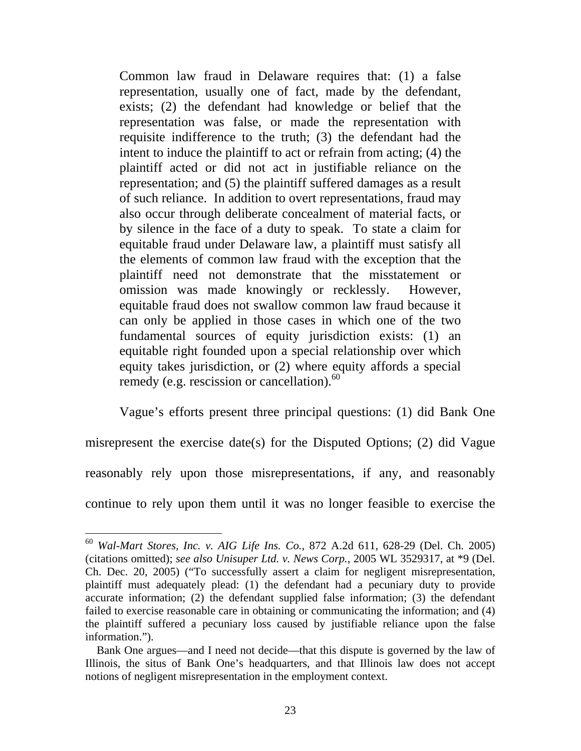> Common law fraud in Delaware requires that: (1) a false representation, usually one of fact, made by the defendant, exists; (2) the defendant had knowledge or belief that the representation was false, or made the representation with requisite indifference to the truth; (3) the defendant had the intent to induce the plaintiff to act or refrain from acting; (4) the plaintiff acted or did not act in justifiable reliance on the representation; and (5) the plaintiff suffered damages as a result of such reliance. In addition to overt representations, fraud may also occur through deliberate concealment of material facts, or by silence in the face of a duty to speak. To state a claim for equitable fraud under Delaware law, a plaintiff must satisfy all the elements of common law fraud with the exception that the plaintiff need not demonstrate that the misstatement or omission was made knowingly or recklessly. However, equitable fraud does not swallow common law fraud because it can only be applied in those cases in which one of the two fundamental sources of equity jurisdiction exists: (1) an equitable right founded upon a special relationship over which equity takes jurisdiction, or (2) where equity affords a special remedy (e.g. rescission or cancellation).[60]

Vague's efforts present three principal questions: (1) did Bank One misrepresent the exercise date(s) for the Disputed Options; (2) did Vague reasonably rely upon those misrepresentations, if any, and reasonably continue to rely upon them until it was no longer feasible to exercise the

---

[60] *Wal-Mart Stores, Inc. v. AIG Life Ins. Co.*, 872 A.2d 611, 628-29 (Del. Ch. 2005) (citations omitted); *see also Unisuper Ltd. v. News Corp.*, 2005 WL 3529317, at *9 (Del. Ch. Dec. 20, 2005) ("To successfully assert a claim for negligent misrepresentation, plaintiff must adequately plead: (1) the defendant had a pecuniary duty to provide accurate information; (2) the defendant supplied false information; (3) the defendant failed to exercise reasonable care in obtaining or communicating the information; and (4) the plaintiff suffered a pecuniary loss caused by justifiable reliance upon the false information.").

Bank One argues—and I need not decide—that this dispute is governed by the law of Illinois, the situs of Bank One's headquarters, and that Illinois law does not accept notions of negligent misrepresentation in the employment context.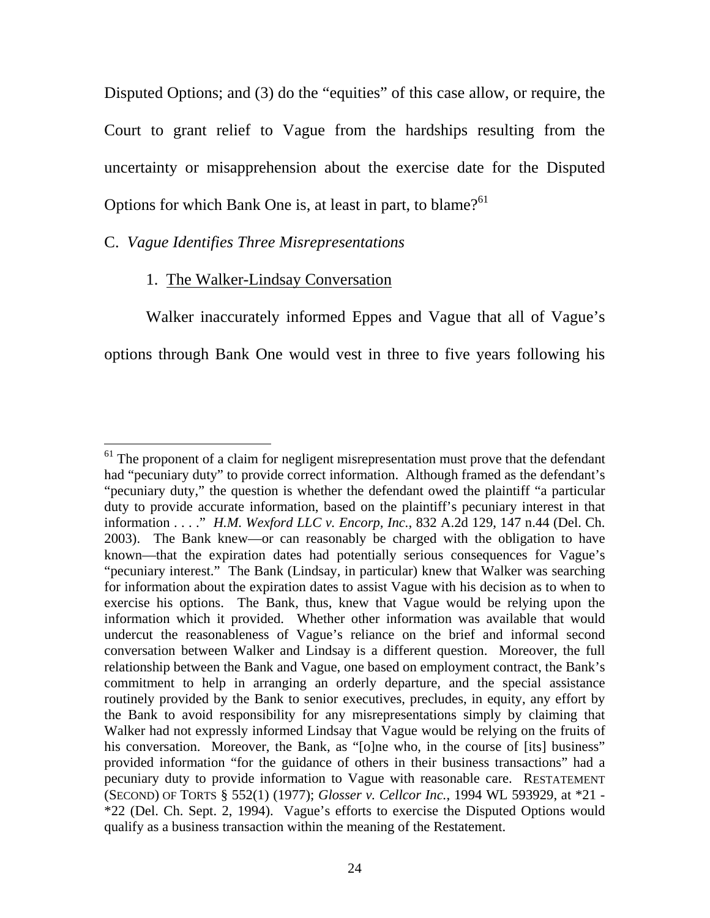Disputed Options; and (3) do the "equities" of this case allow, or require, the Court to grant relief to Vague from the hardships resulting from the uncertainty or misapprehension about the exercise date for the Disputed Options for which Bank One is, at least in part, to blame?[61]

C. *Vague Identifies Three Misrepresentations*

1. The Walker-Lindsay Conversation

Walker inaccurately informed Eppes and Vague that all of Vague's options through Bank One would vest in three to five years following his

---

[61] The proponent of a claim for negligent misrepresentation must prove that the defendant had "pecuniary duty" to provide correct information. Although framed as the defendant's "pecuniary duty," the question is whether the defendant owed the plaintiff "a particular duty to provide accurate information, based on the plaintiff's pecuniary interest in that information . . . ." *H.M. Wexford LLC v. Encorp, Inc.*, 832 A.2d 129, 147 n.44 (Del. Ch. 2003). The Bank knew—or can reasonably be charged with the obligation to have known—that the expiration dates had potentially serious consequences for Vague's "pecuniary interest." The Bank (Lindsay, in particular) knew that Walker was searching for information about the expiration dates to assist Vague with his decision as to when to exercise his options. The Bank, thus, knew that Vague would be relying upon the information which it provided. Whether other information was available that would undercut the reasonableness of Vague's reliance on the brief and informal second conversation between Walker and Lindsay is a different question. Moreover, the full relationship between the Bank and Vague, one based on employment contract, the Bank's commitment to help in arranging an orderly departure, and the special assistance routinely provided by the Bank to senior executives, precludes, in equity, any effort by the Bank to avoid responsibility for any misrepresentations simply by claiming that Walker had not expressly informed Lindsay that Vague would be relying on the fruits of his conversation. Moreover, the Bank, as "[o]ne who, in the course of [its] business" provided information "for the guidance of others in their business transactions" had a pecuniary duty to provide information to Vague with reasonable care. RESTATEMENT (SECOND) OF TORTS § 552(1) (1977); *Glosser v. Cellcor Inc.*, 1994 WL 593929, at *21 - *22 (Del. Ch. Sept. 2, 1994). Vague's efforts to exercise the Disputed Options would qualify as a business transaction within the meaning of the Restatement.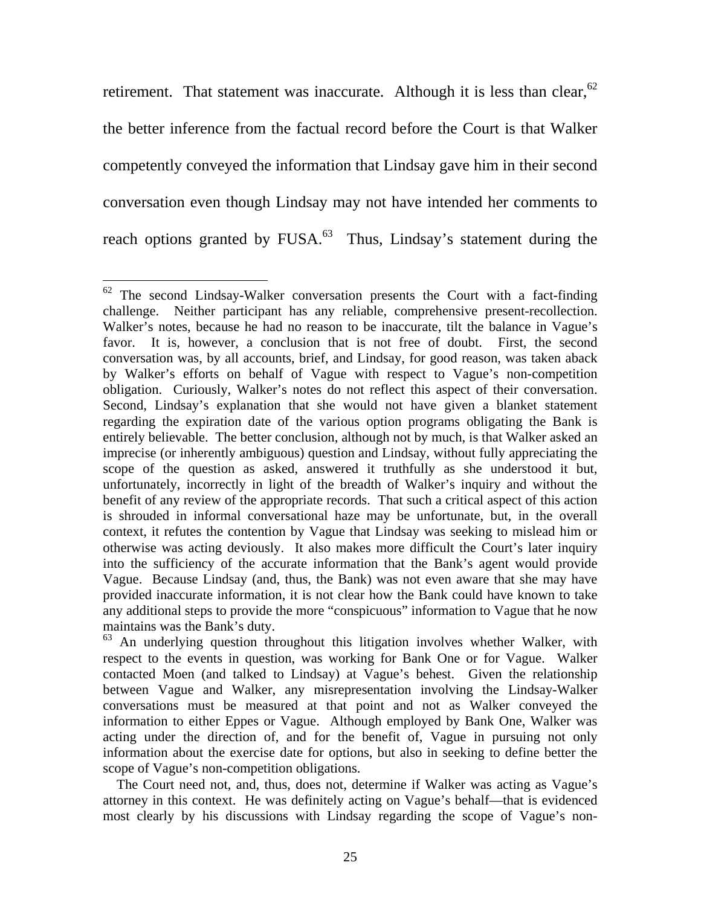retirement. That statement was inaccurate. Although it is less than clear,[62] the better inference from the factual record before the Court is that Walker competently conveyed the information that Lindsay gave him in their second conversation even though Lindsay may not have intended her comments to reach options granted by FUSA.[63] Thus, Lindsay's statement during the

---

[62] The second Lindsay-Walker conversation presents the Court with a fact-finding challenge. Neither participant has any reliable, comprehensive present-recollection. Walker's notes, because he had no reason to be inaccurate, tilt the balance in Vague's favor. It is, however, a conclusion that is not free of doubt. First, the second conversation was, by all accounts, brief, and Lindsay, for good reason, was taken aback by Walker's efforts on behalf of Vague with respect to Vague's non-competition obligation. Curiously, Walker's notes do not reflect this aspect of their conversation. Second, Lindsay's explanation that she would not have given a blanket statement regarding the expiration date of the various option programs obligating the Bank is entirely believable. The better conclusion, although not by much, is that Walker asked an imprecise (or inherently ambiguous) question and Lindsay, without fully appreciating the scope of the question as asked, answered it truthfully as she understood it but, unfortunately, incorrectly in light of the breadth of Walker's inquiry and without the benefit of any review of the appropriate records. That such a critical aspect of this action is shrouded in informal conversational haze may be unfortunate, but, in the overall context, it refutes the contention by Vague that Lindsay was seeking to mislead him or otherwise was acting deviously. It also makes more difficult the Court's later inquiry into the sufficiency of the accurate information that the Bank's agent would provide Vague. Because Lindsay (and, thus, the Bank) was not even aware that she may have provided inaccurate information, it is not clear how the Bank could have known to take any additional steps to provide the more "conspicuous" information to Vague that he now maintains was the Bank's duty.

[63] An underlying question throughout this litigation involves whether Walker, with respect to the events in question, was working for Bank One or for Vague. Walker contacted Moen (and talked to Lindsay) at Vague's behest. Given the relationship between Vague and Walker, any misrepresentation involving the Lindsay-Walker conversations must be measured at that point and not as Walker conveyed the information to either Eppes or Vague. Although employed by Bank One, Walker was acting under the direction of, and for the benefit of, Vague in pursuing not only information about the exercise date for options, but also in seeking to define better the scope of Vague's non-competition obligations.

The Court need not, and, thus, does not, determine if Walker was acting as Vague's attorney in this context. He was definitely acting on Vague's behalf—that is evidenced most clearly by his discussions with Lindsay regarding the scope of Vague's non-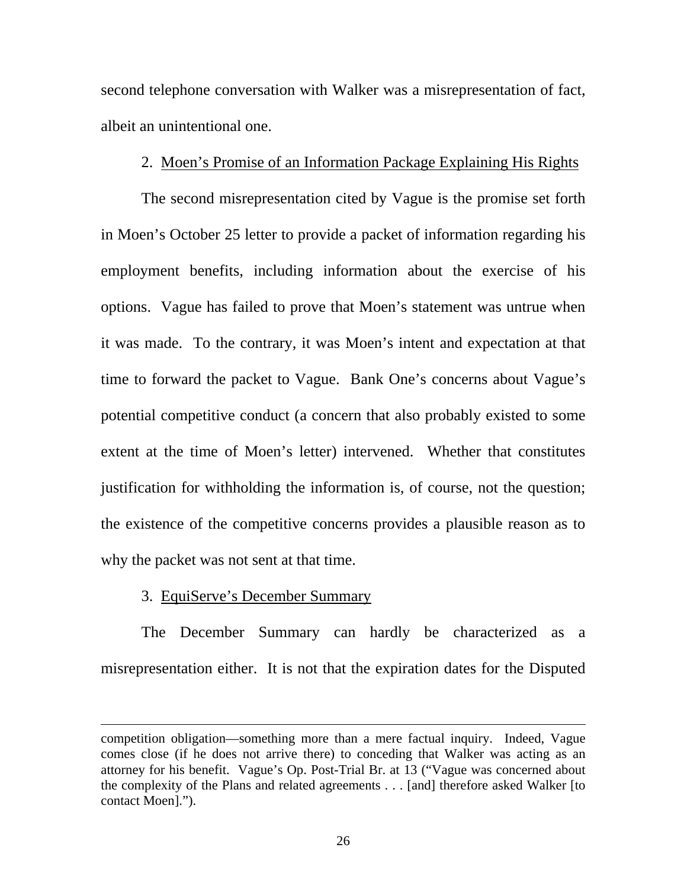second telephone conversation with Walker was a misrepresentation of fact, albeit an unintentional one.

2. <u>Moen's Promise of an Information Package Explaining His Rights</u>

The second misrepresentation cited by Vague is the promise set forth in Moen's October 25 letter to provide a packet of information regarding his employment benefits, including information about the exercise of his options. Vague has failed to prove that Moen's statement was untrue when it was made. To the contrary, it was Moen's intent and expectation at that time to forward the packet to Vague. Bank One's concerns about Vague's potential competitive conduct (a concern that also probably existed to some extent at the time of Moen's letter) intervened. Whether that constitutes justification for withholding the information is, of course, not the question; the existence of the competitive concerns provides a plausible reason as to why the packet was not sent at that time.

3. <u>EquiServe's December Summary</u>

The December Summary can hardly be characterized as a misrepresentation either. It is not that the expiration dates for the Disputed

---

competition obligation—something more than a mere factual inquiry. Indeed, Vague comes close (if he does not arrive there) to conceding that Walker was acting as an attorney for his benefit. Vague's Op. Post-Trial Br. at 13 ("Vague was concerned about the complexity of the Plans and related agreements . . . [and] therefore asked Walker [to contact Moen].").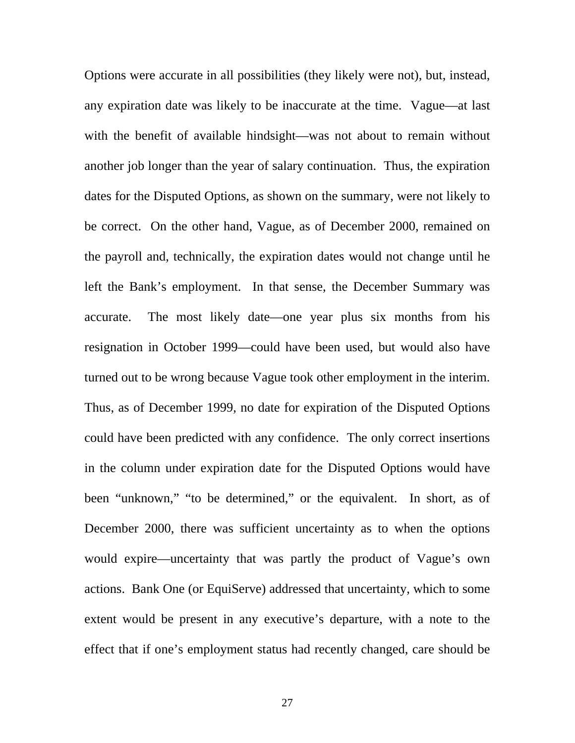Options were accurate in all possibilities (they likely were not), but, instead, any expiration date was likely to be inaccurate at the time. Vague—at last with the benefit of available hindsight—was not about to remain without another job longer than the year of salary continuation. Thus, the expiration dates for the Disputed Options, as shown on the summary, were not likely to be correct. On the other hand, Vague, as of December 2000, remained on the payroll and, technically, the expiration dates would not change until he left the Bank's employment. In that sense, the December Summary was accurate. The most likely date—one year plus six months from his resignation in October 1999—could have been used, but would also have turned out to be wrong because Vague took other employment in the interim. Thus, as of December 1999, no date for expiration of the Disputed Options could have been predicted with any confidence. The only correct insertions in the column under expiration date for the Disputed Options would have been "unknown," "to be determined," or the equivalent. In short, as of December 2000, there was sufficient uncertainty as to when the options would expire—uncertainty that was partly the product of Vague's own actions. Bank One (or EquiServe) addressed that uncertainty, which to some extent would be present in any executive's departure, with a note to the effect that if one's employment status had recently changed, care should be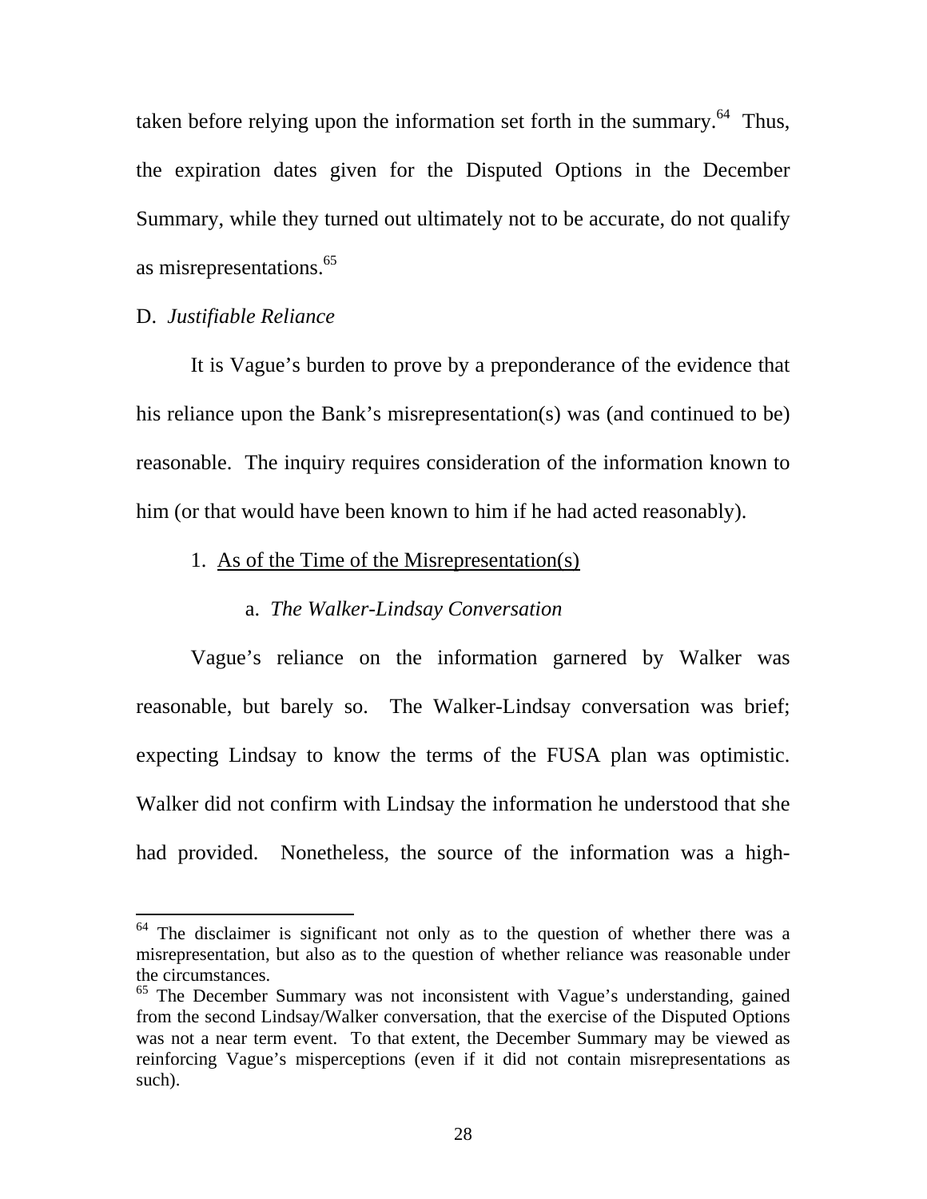taken before relying upon the information set forth in the summary.[64] Thus, the expiration dates given for the Disputed Options in the December Summary, while they turned out ultimately not to be accurate, do not qualify as misrepresentations.[65]

D. *Justifiable Reliance*

It is Vague's burden to prove by a preponderance of the evidence that his reliance upon the Bank's misrepresentation(s) was (and continued to be) reasonable. The inquiry requires consideration of the information known to him (or that would have been known to him if he had acted reasonably).

1. As of the Time of the Misrepresentation(s)

a. *The Walker-Lindsay Conversation*

Vague's reliance on the information garnered by Walker was reasonable, but barely so. The Walker-Lindsay conversation was brief; expecting Lindsay to know the terms of the FUSA plan was optimistic. Walker did not confirm with Lindsay the information he understood that she had provided. Nonetheless, the source of the information was a high-

---

[64] The disclaimer is significant not only as to the question of whether there was a misrepresentation, but also as to the question of whether reliance was reasonable under the circumstances.

[65] The December Summary was not inconsistent with Vague's understanding, gained from the second Lindsay/Walker conversation, that the exercise of the Disputed Options was not a near term event. To that extent, the December Summary may be viewed as reinforcing Vague's misperceptions (even if it did not contain misrepresentations as such).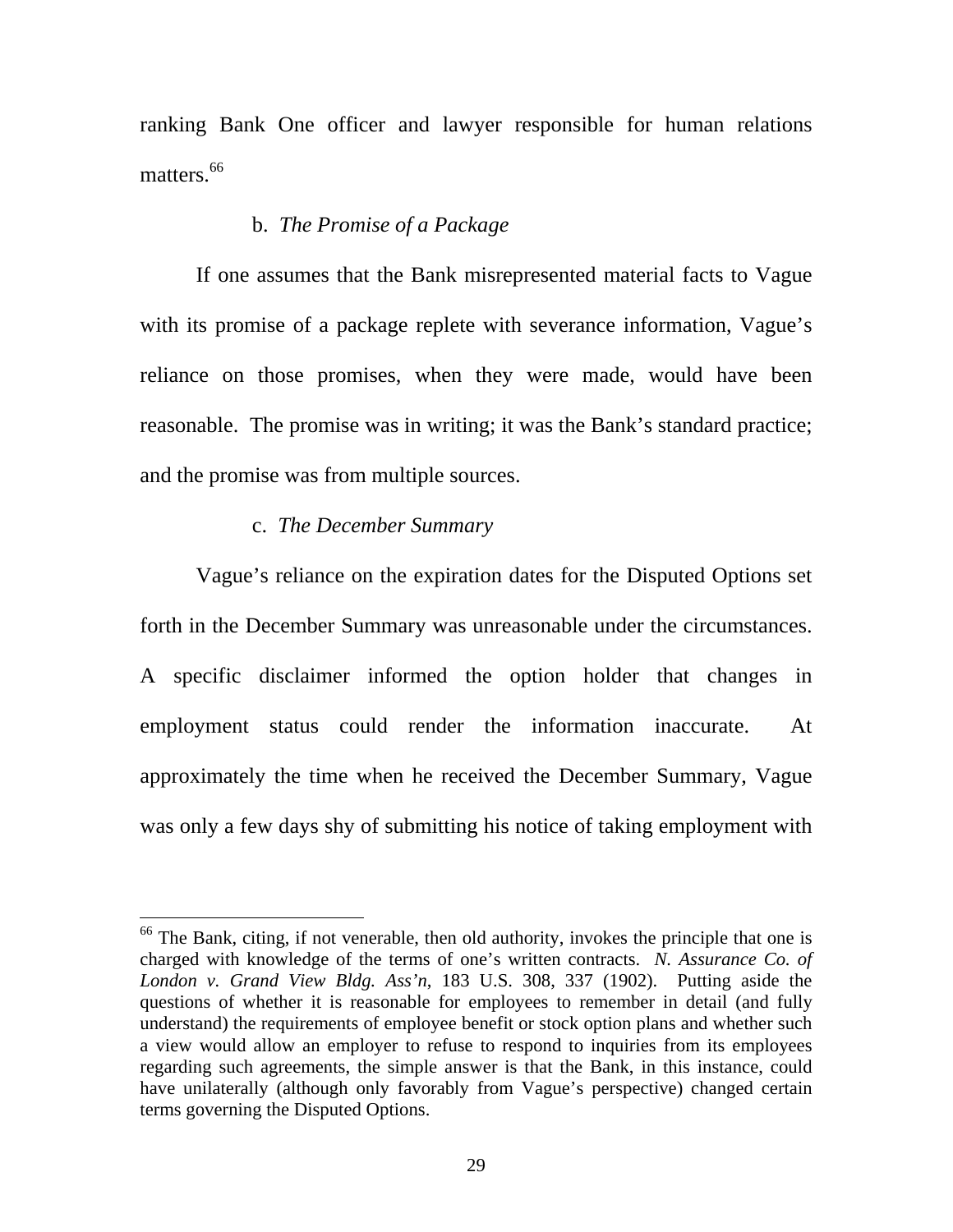ranking Bank One officer and lawyer responsible for human relations matters.[66]

b. *The Promise of a Package*

If one assumes that the Bank misrepresented material facts to Vague with its promise of a package replete with severance information, Vague's reliance on those promises, when they were made, would have been reasonable. The promise was in writing; it was the Bank's standard practice; and the promise was from multiple sources.

c. *The December Summary*

Vague's reliance on the expiration dates for the Disputed Options set forth in the December Summary was unreasonable under the circumstances. A specific disclaimer informed the option holder that changes in employment status could render the information inaccurate. At approximately the time when he received the December Summary, Vague was only a few days shy of submitting his notice of taking employment with

---

[66] The Bank, citing, if not venerable, then old authority, invokes the principle that one is charged with knowledge of the terms of one's written contracts. *N. Assurance Co. of London v. Grand View Bldg. Ass'n*, 183 U.S. 308, 337 (1902). Putting aside the questions of whether it is reasonable for employees to remember in detail (and fully understand) the requirements of employee benefit or stock option plans and whether such a view would allow an employer to refuse to respond to inquiries from its employees regarding such agreements, the simple answer is that the Bank, in this instance, could have unilaterally (although only favorably from Vague's perspective) changed certain terms governing the Disputed Options.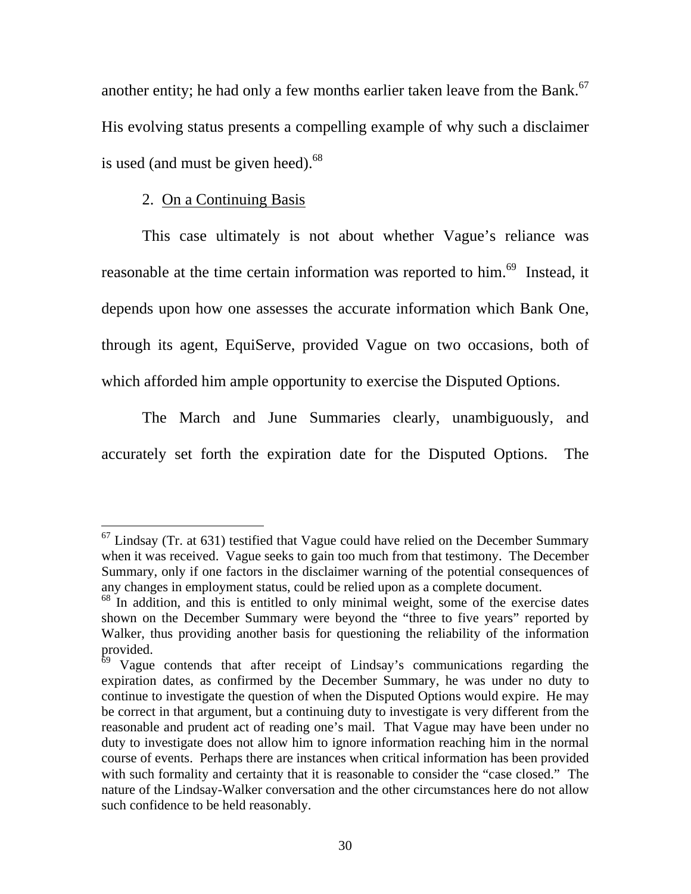another entity; he had only a few months earlier taken leave from the Bank.[67] His evolving status presents a compelling example of why such a disclaimer is used (and must be given heed).[68]

2. On a Continuing Basis

This case ultimately is not about whether Vague's reliance was reasonable at the time certain information was reported to him.[69] Instead, it depends upon how one assesses the accurate information which Bank One, through its agent, EquiServe, provided Vague on two occasions, both of which afforded him ample opportunity to exercise the Disputed Options.

The March and June Summaries clearly, unambiguously, and accurately set forth the expiration date for the Disputed Options. The

---

[67] Lindsay (Tr. at 631) testified that Vague could have relied on the December Summary when it was received. Vague seeks to gain too much from that testimony. The December Summary, only if one factors in the disclaimer warning of the potential consequences of any changes in employment status, could be relied upon as a complete document.

[68] In addition, and this is entitled to only minimal weight, some of the exercise dates shown on the December Summary were beyond the "three to five years" reported by Walker, thus providing another basis for questioning the reliability of the information provided.

[69] Vague contends that after receipt of Lindsay's communications regarding the expiration dates, as confirmed by the December Summary, he was under no duty to continue to investigate the question of when the Disputed Options would expire. He may be correct in that argument, but a continuing duty to investigate is very different from the reasonable and prudent act of reading one's mail. That Vague may have been under no duty to investigate does not allow him to ignore information reaching him in the normal course of events. Perhaps there are instances when critical information has been provided with such formality and certainty that it is reasonable to consider the "case closed." The nature of the Lindsay-Walker conversation and the other circumstances here do not allow such confidence to be held reasonably.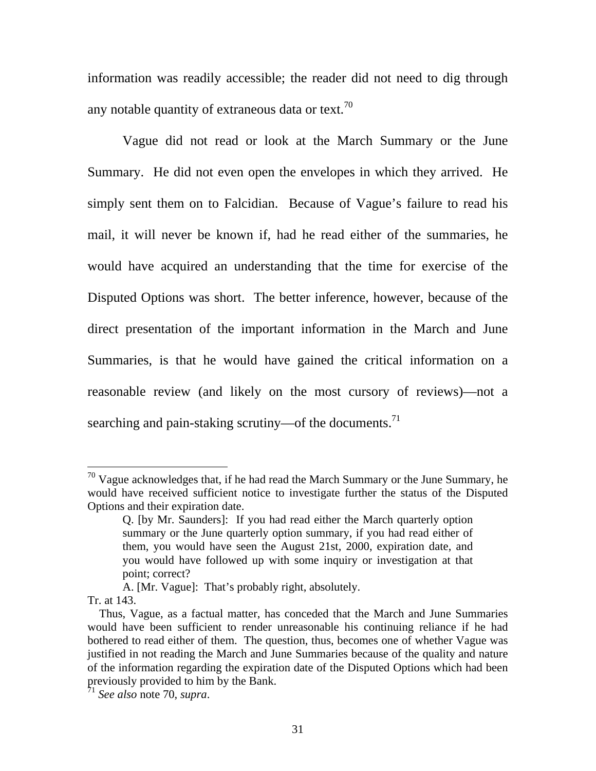information was readily accessible; the reader did not need to dig through any notable quantity of extraneous data or text.[70]

Vague did not read or look at the March Summary or the June Summary. He did not even open the envelopes in which they arrived. He simply sent them on to Falcidian. Because of Vague's failure to read his mail, it will never be known if, had he read either of the summaries, he would have acquired an understanding that the time for exercise of the Disputed Options was short. The better inference, however, because of the direct presentation of the important information in the March and June Summaries, is that he would have gained the critical information on a reasonable review (and likely on the most cursory of reviews)—not a searching and pain-staking scrutiny—of the documents.[71]

---

[70] Vague acknowledges that, if he had read the March Summary or the June Summary, he would have received sufficient notice to investigate further the status of the Disputed Options and their expiration date.

> Q. [by Mr. Saunders]: If you had read either the March quarterly option summary or the June quarterly option summary, if you had read either of them, you would have seen the August 21st, 2000, expiration date, and you would have followed up with some inquiry or investigation at that point; correct?
>
> A. [Mr. Vague]: That's probably right, absolutely.

Tr. at 143.

Thus, Vague, as a factual matter, has conceded that the March and June Summaries would have been sufficient to render unreasonable his continuing reliance if he had bothered to read either of them. The question, thus, becomes one of whether Vague was justified in not reading the March and June Summaries because of the quality and nature of the information regarding the expiration date of the Disputed Options which had been previously provided to him by the Bank.

[71] *See also* note 70, *supra*.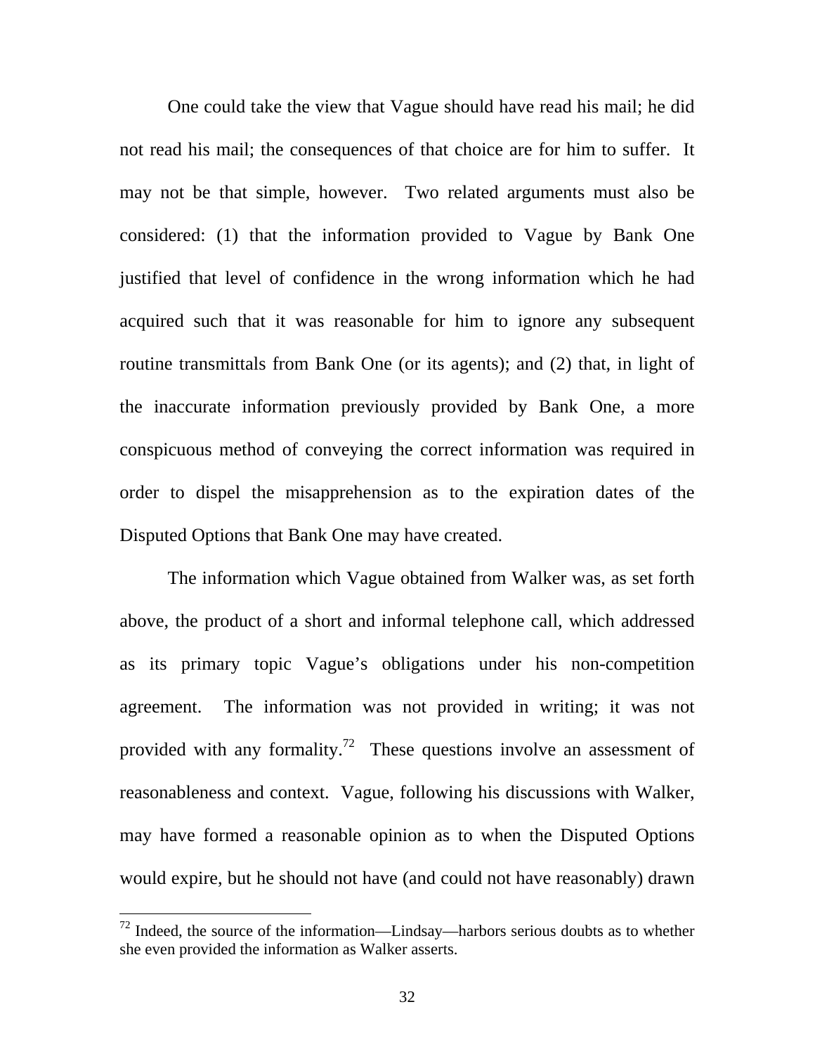One could take the view that Vague should have read his mail; he did not read his mail; the consequences of that choice are for him to suffer. It may not be that simple, however. Two related arguments must also be considered: (1) that the information provided to Vague by Bank One justified that level of confidence in the wrong information which he had acquired such that it was reasonable for him to ignore any subsequent routine transmittals from Bank One (or its agents); and (2) that, in light of the inaccurate information previously provided by Bank One, a more conspicuous method of conveying the correct information was required in order to dispel the misapprehension as to the expiration dates of the Disputed Options that Bank One may have created.

The information which Vague obtained from Walker was, as set forth above, the product of a short and informal telephone call, which addressed as its primary topic Vague's obligations under his non-competition agreement. The information was not provided in writing; it was not provided with any formality.[72] These questions involve an assessment of reasonableness and context. Vague, following his discussions with Walker, may have formed a reasonable opinion as to when the Disputed Options would expire, but he should not have (and could not have reasonably) drawn

[72] Indeed, the source of the information—Lindsay—harbors serious doubts as to whether she even provided the information as Walker asserts.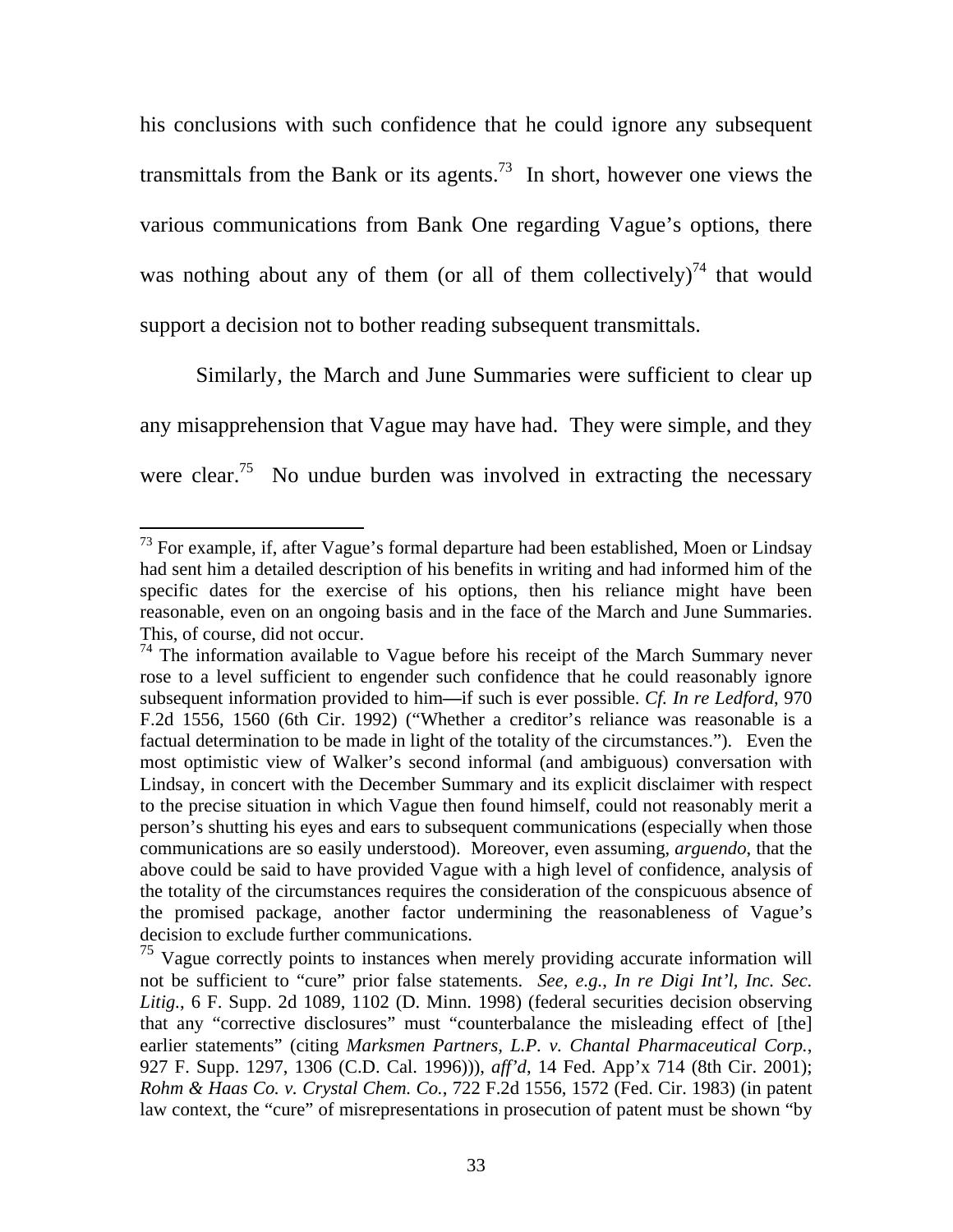his conclusions with such confidence that he could ignore any subsequent transmittals from the Bank or its agents.[73] In short, however one views the various communications from Bank One regarding Vague's options, there was nothing about any of them (or all of them collectively)[74] that would support a decision not to bother reading subsequent transmittals.

Similarly, the March and June Summaries were sufficient to clear up any misapprehension that Vague may have had. They were simple, and they were clear.[75] No undue burden was involved in extracting the necessary

---

[73] For example, if, after Vague's formal departure had been established, Moen or Lindsay had sent him a detailed description of his benefits in writing and had informed him of the specific dates for the exercise of his options, then his reliance might have been reasonable, even on an ongoing basis and in the face of the March and June Summaries. This, of course, did not occur.

[74] The information available to Vague before his receipt of the March Summary never rose to a level sufficient to engender such confidence that he could reasonably ignore subsequent information provided to him—if such is ever possible. *Cf. In re Ledford*, 970 F.2d 1556, 1560 (6th Cir. 1992) ("Whether a creditor's reliance was reasonable is a factual determination to be made in light of the totality of the circumstances."). Even the most optimistic view of Walker's second informal (and ambiguous) conversation with Lindsay, in concert with the December Summary and its explicit disclaimer with respect to the precise situation in which Vague then found himself, could not reasonably merit a person's shutting his eyes and ears to subsequent communications (especially when those communications are so easily understood). Moreover, even assuming, *arguendo*, that the above could be said to have provided Vague with a high level of confidence, analysis of the totality of the circumstances requires the consideration of the conspicuous absence of the promised package, another factor undermining the reasonableness of Vague's decision to exclude further communications.

[75] Vague correctly points to instances when merely providing accurate information will not be sufficient to "cure" prior false statements. *See, e.g.*, *In re Digi Int'l, Inc. Sec. Litig.*, 6 F. Supp. 2d 1089, 1102 (D. Minn. 1998) (federal securities decision observing that any "corrective disclosures" must "counterbalance the misleading effect of [the] earlier statements" (citing *Marksmen Partners, L.P. v. Chantal Pharmaceutical Corp.*, 927 F. Supp. 1297, 1306 (C.D. Cal. 1996))), *aff'd*, 14 Fed. App'x 714 (8th Cir. 2001); *Rohm & Haas Co. v. Crystal Chem. Co.*, 722 F.2d 1556, 1572 (Fed. Cir. 1983) (in patent law context, the "cure" of misrepresentations in prosecution of patent must be shown "by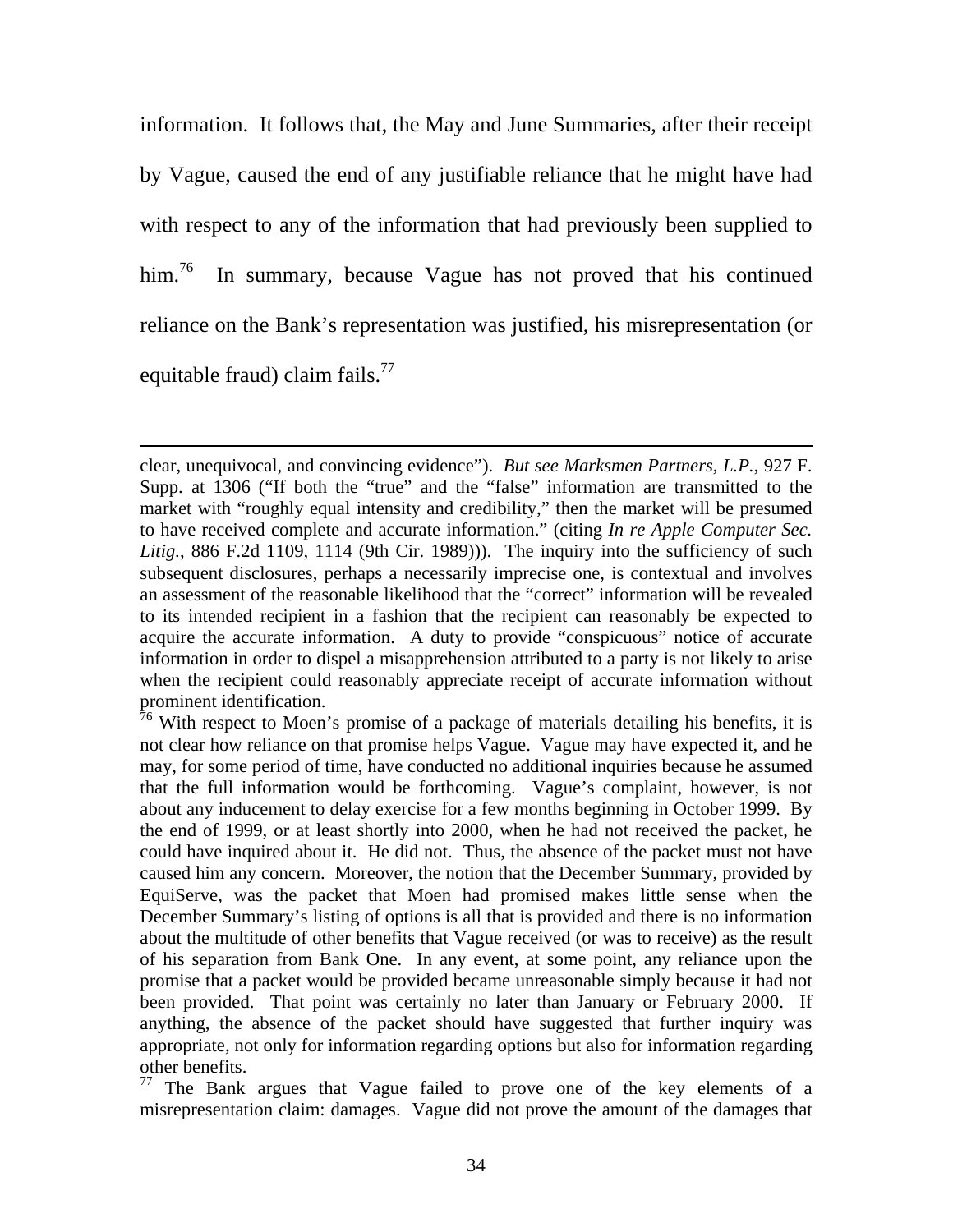information. It follows that, the May and June Summaries, after their receipt by Vague, caused the end of any justifiable reliance that he might have had with respect to any of the information that had previously been supplied to him.[76] In summary, because Vague has not proved that his continued reliance on the Bank's representation was justified, his misrepresentation (or equitable fraud) claim fails.[77]

---

clear, unequivocal, and convincing evidence"). *But see Marksmen Partners, L.P.*, 927 F. Supp. at 1306 ("If both the "true" and the "false" information are transmitted to the market with "roughly equal intensity and credibility," then the market will be presumed to have received complete and accurate information." (citing *In re Apple Computer Sec. Litig.*, 886 F.2d 1109, 1114 (9th Cir. 1989))). The inquiry into the sufficiency of such subsequent disclosures, perhaps a necessarily imprecise one, is contextual and involves an assessment of the reasonable likelihood that the "correct" information will be revealed to its intended recipient in a fashion that the recipient can reasonably be expected to acquire the accurate information. A duty to provide "conspicuous" notice of accurate information in order to dispel a misapprehension attributed to a party is not likely to arise when the recipient could reasonably appreciate receipt of accurate information without prominent identification.

[76] With respect to Moen's promise of a package of materials detailing his benefits, it is not clear how reliance on that promise helps Vague. Vague may have expected it, and he may, for some period of time, have conducted no additional inquiries because he assumed that the full information would be forthcoming. Vague's complaint, however, is not about any inducement to delay exercise for a few months beginning in October 1999. By the end of 1999, or at least shortly into 2000, when he had not received the packet, he could have inquired about it. He did not. Thus, the absence of the packet must not have caused him any concern. Moreover, the notion that the December Summary, provided by EquiServe, was the packet that Moen had promised makes little sense when the December Summary's listing of options is all that is provided and there is no information about the multitude of other benefits that Vague received (or was to receive) as the result of his separation from Bank One. In any event, at some point, any reliance upon the promise that a packet would be provided became unreasonable simply because it had not been provided. That point was certainly no later than January or February 2000. If anything, the absence of the packet should have suggested that further inquiry was appropriate, not only for information regarding options but also for information regarding other benefits.

[77] The Bank argues that Vague failed to prove one of the key elements of a misrepresentation claim: damages. Vague did not prove the amount of the damages that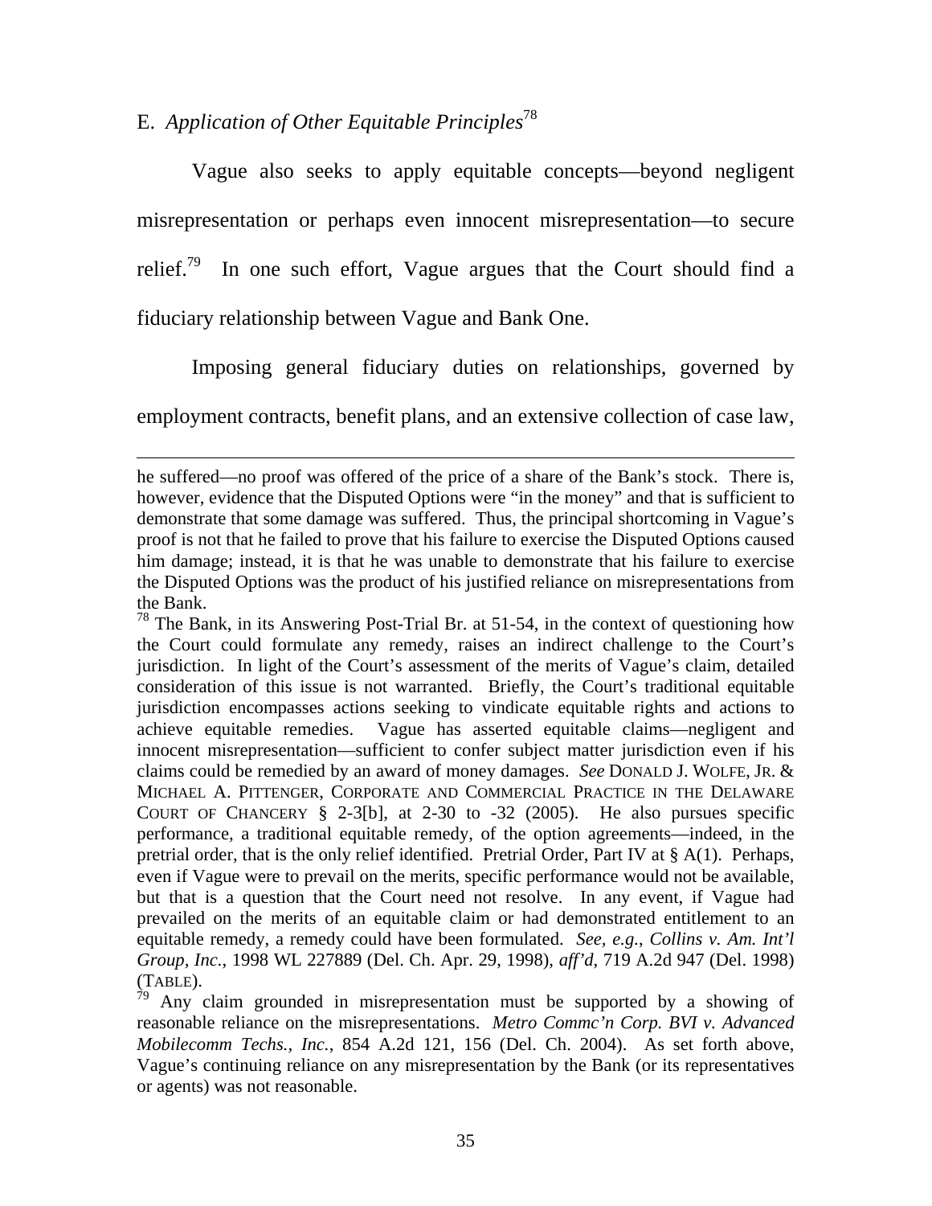E. *Application of Other Equitable Principles*[78]

Vague also seeks to apply equitable concepts—beyond negligent misrepresentation or perhaps even innocent misrepresentation—to secure relief.[79] In one such effort, Vague argues that the Court should find a fiduciary relationship between Vague and Bank One.

Imposing general fiduciary duties on relationships, governed by employment contracts, benefit plans, and an extensive collection of case law,

---

he suffered—no proof was offered of the price of a share of the Bank's stock. There is, however, evidence that the Disputed Options were "in the money" and that is sufficient to demonstrate that some damage was suffered. Thus, the principal shortcoming in Vague's proof is not that he failed to prove that his failure to exercise the Disputed Options caused him damage; instead, it is that he was unable to demonstrate that his failure to exercise the Disputed Options was the product of his justified reliance on misrepresentations from the Bank.

[78] The Bank, in its Answering Post-Trial Br. at 51-54, in the context of questioning how the Court could formulate any remedy, raises an indirect challenge to the Court's jurisdiction. In light of the Court's assessment of the merits of Vague's claim, detailed consideration of this issue is not warranted. Briefly, the Court's traditional equitable jurisdiction encompasses actions seeking to vindicate equitable rights and actions to achieve equitable remedies. Vague has asserted equitable claims—negligent and innocent misrepresentation—sufficient to confer subject matter jurisdiction even if his claims could be remedied by an award of money damages. *See* DONALD J. WOLFE, JR. & MICHAEL A. PITTENGER, CORPORATE AND COMMERCIAL PRACTICE IN THE DELAWARE COURT OF CHANCERY § 2-3[b], at 2-30 to -32 (2005). He also pursues specific performance, a traditional equitable remedy, of the option agreements—indeed, in the pretrial order, that is the only relief identified. Pretrial Order, Part IV at § A(1). Perhaps, even if Vague were to prevail on the merits, specific performance would not be available, but that is a question that the Court need not resolve. In any event, if Vague had prevailed on the merits of an equitable claim or had demonstrated entitlement to an equitable remedy, a remedy could have been formulated. *See, e.g.*, *Collins v. Am. Int'l Group, Inc.*, 1998 WL 227889 (Del. Ch. Apr. 29, 1998), *aff'd*, 719 A.2d 947 (Del. 1998) (TABLE).

[79] Any claim grounded in misrepresentation must be supported by a showing of reasonable reliance on the misrepresentations. *Metro Commc'n Corp. BVI v. Advanced Mobilecomm Techs., Inc.*, 854 A.2d 121, 156 (Del. Ch. 2004). As set forth above, Vague's continuing reliance on any misrepresentation by the Bank (or its representatives or agents) was not reasonable.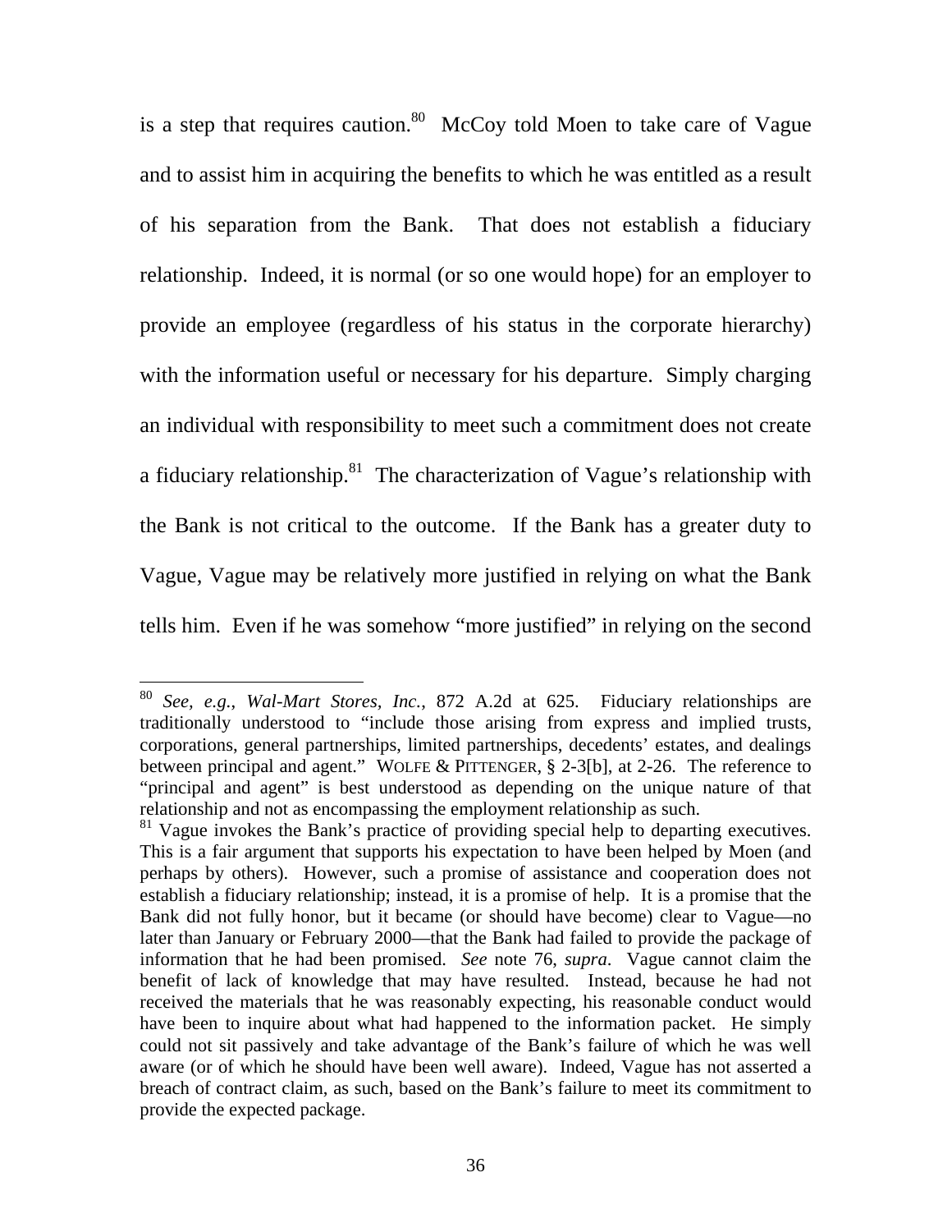is a step that requires caution.[80] McCoy told Moen to take care of Vague and to assist him in acquiring the benefits to which he was entitled as a result of his separation from the Bank. That does not establish a fiduciary relationship. Indeed, it is normal (or so one would hope) for an employer to provide an employee (regardless of his status in the corporate hierarchy) with the information useful or necessary for his departure. Simply charging an individual with responsibility to meet such a commitment does not create a fiduciary relationship.[81] The characterization of Vague's relationship with the Bank is not critical to the outcome. If the Bank has a greater duty to Vague, Vague may be relatively more justified in relying on what the Bank tells him. Even if he was somehow "more justified" in relying on the second

---

[80] *See, e.g.*, *Wal-Mart Stores, Inc.*, 872 A.2d at 625. Fiduciary relationships are traditionally understood to "include those arising from express and implied trusts, corporations, general partnerships, limited partnerships, decedents' estates, and dealings between principal and agent." WOLFE & PITTENGER, § 2-3[b], at 2-26. The reference to "principal and agent" is best understood as depending on the unique nature of that relationship and not as encompassing the employment relationship as such.

[81] Vague invokes the Bank's practice of providing special help to departing executives. This is a fair argument that supports his expectation to have been helped by Moen (and perhaps by others). However, such a promise of assistance and cooperation does not establish a fiduciary relationship; instead, it is a promise of help. It is a promise that the Bank did not fully honor, but it became (or should have become) clear to Vague—no later than January or February 2000—that the Bank had failed to provide the package of information that he had been promised. *See* note 76, *supra*. Vague cannot claim the benefit of lack of knowledge that may have resulted. Instead, because he had not received the materials that he was reasonably expecting, his reasonable conduct would have been to inquire about what had happened to the information packet. He simply could not sit passively and take advantage of the Bank's failure of which he was well aware (or of which he should have been well aware). Indeed, Vague has not asserted a breach of contract claim, as such, based on the Bank's failure to meet its commitment to provide the expected package.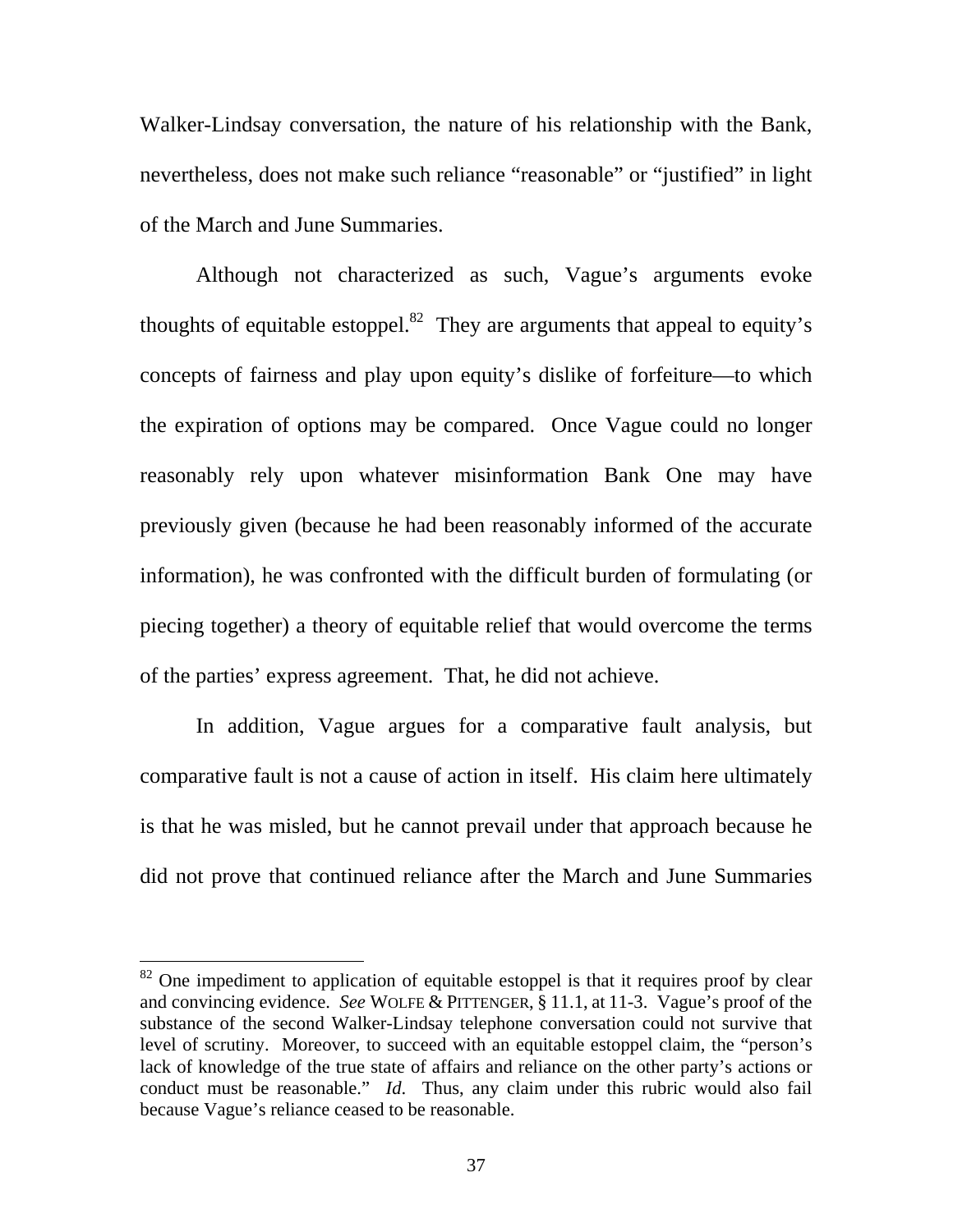Walker-Lindsay conversation, the nature of his relationship with the Bank, nevertheless, does not make such reliance "reasonable" or "justified" in light of the March and June Summaries.

Although not characterized as such, Vague's arguments evoke thoughts of equitable estoppel.[82] They are arguments that appeal to equity's concepts of fairness and play upon equity's dislike of forfeiture—to which the expiration of options may be compared. Once Vague could no longer reasonably rely upon whatever misinformation Bank One may have previously given (because he had been reasonably informed of the accurate information), he was confronted with the difficult burden of formulating (or piecing together) a theory of equitable relief that would overcome the terms of the parties' express agreement. That, he did not achieve.

In addition, Vague argues for a comparative fault analysis, but comparative fault is not a cause of action in itself. His claim here ultimately is that he was misled, but he cannot prevail under that approach because he did not prove that continued reliance after the March and June Summaries

---

[82] One impediment to application of equitable estoppel is that it requires proof by clear and convincing evidence. *See* WOLFE & PITTENGER, § 11.1, at 11-3. Vague's proof of the substance of the second Walker-Lindsay telephone conversation could not survive that level of scrutiny. Moreover, to succeed with an equitable estoppel claim, the "person's lack of knowledge of the true state of affairs and reliance on the other party's actions or conduct must be reasonable." *Id*. Thus, any claim under this rubric would also fail because Vague's reliance ceased to be reasonable.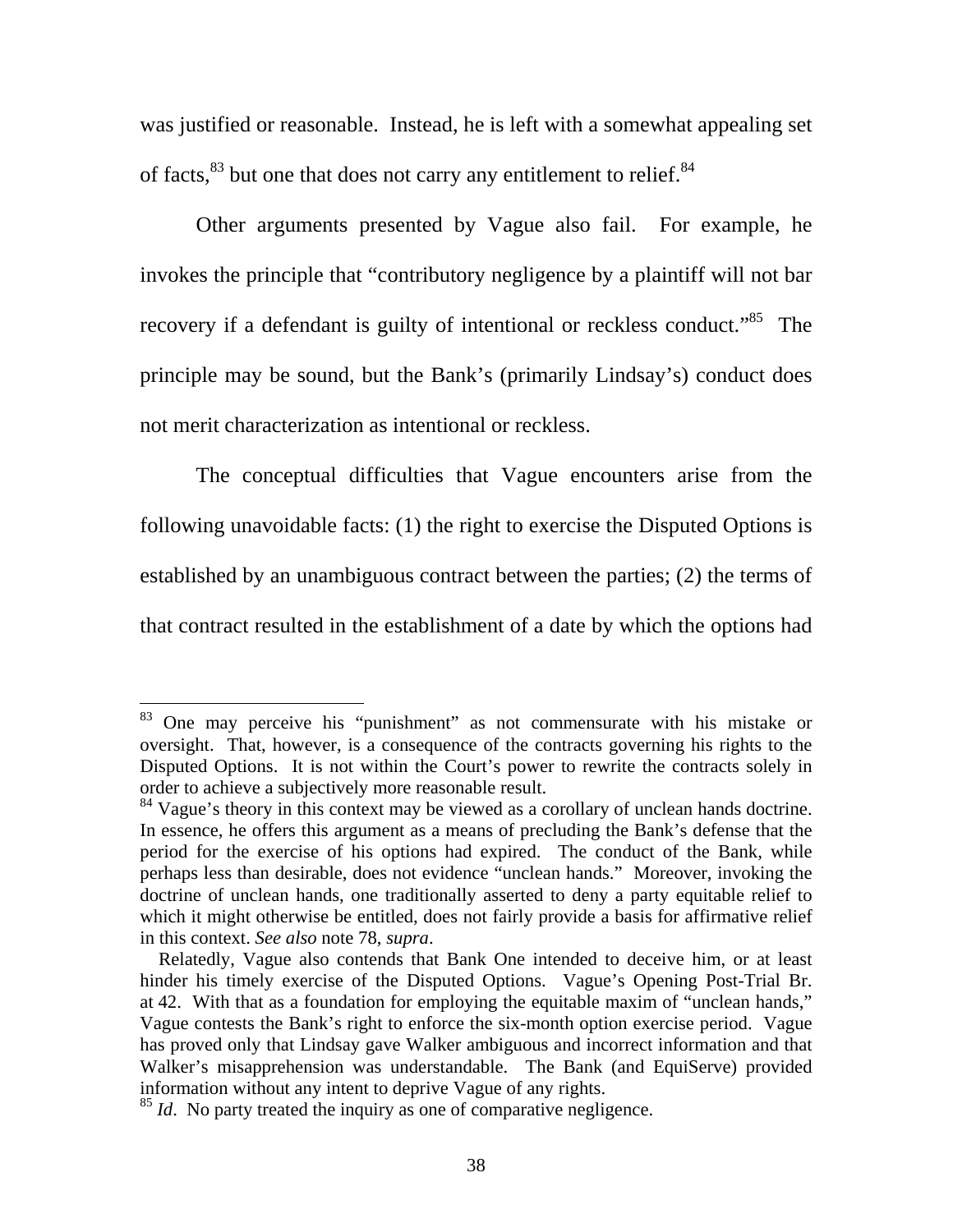was justified or reasonable. Instead, he is left with a somewhat appealing set of facts,[83] but one that does not carry any entitlement to relief.[84]

Other arguments presented by Vague also fail. For example, he invokes the principle that "contributory negligence by a plaintiff will not bar recovery if a defendant is guilty of intentional or reckless conduct."[85] The principle may be sound, but the Bank's (primarily Lindsay's) conduct does not merit characterization as intentional or reckless.

The conceptual difficulties that Vague encounters arise from the following unavoidable facts: (1) the right to exercise the Disputed Options is established by an unambiguous contract between the parties; (2) the terms of that contract resulted in the establishment of a date by which the options had

---

[83] One may perceive his "punishment" as not commensurate with his mistake or oversight. That, however, is a consequence of the contracts governing his rights to the Disputed Options. It is not within the Court's power to rewrite the contracts solely in order to achieve a subjectively more reasonable result.

[84] Vague's theory in this context may be viewed as a corollary of unclean hands doctrine. In essence, he offers this argument as a means of precluding the Bank's defense that the period for the exercise of his options had expired. The conduct of the Bank, while perhaps less than desirable, does not evidence "unclean hands." Moreover, invoking the doctrine of unclean hands, one traditionally asserted to deny a party equitable relief to which it might otherwise be entitled, does not fairly provide a basis for affirmative relief in this context. *See also* note 78, *supra*.

Relatedly, Vague also contends that Bank One intended to deceive him, or at least hinder his timely exercise of the Disputed Options. Vague's Opening Post-Trial Br. at 42. With that as a foundation for employing the equitable maxim of "unclean hands," Vague contests the Bank's right to enforce the six-month option exercise period. Vague has proved only that Lindsay gave Walker ambiguous and incorrect information and that Walker's misapprehension was understandable. The Bank (and EquiServe) provided information without any intent to deprive Vague of any rights.

[85] *Id*. No party treated the inquiry as one of comparative negligence.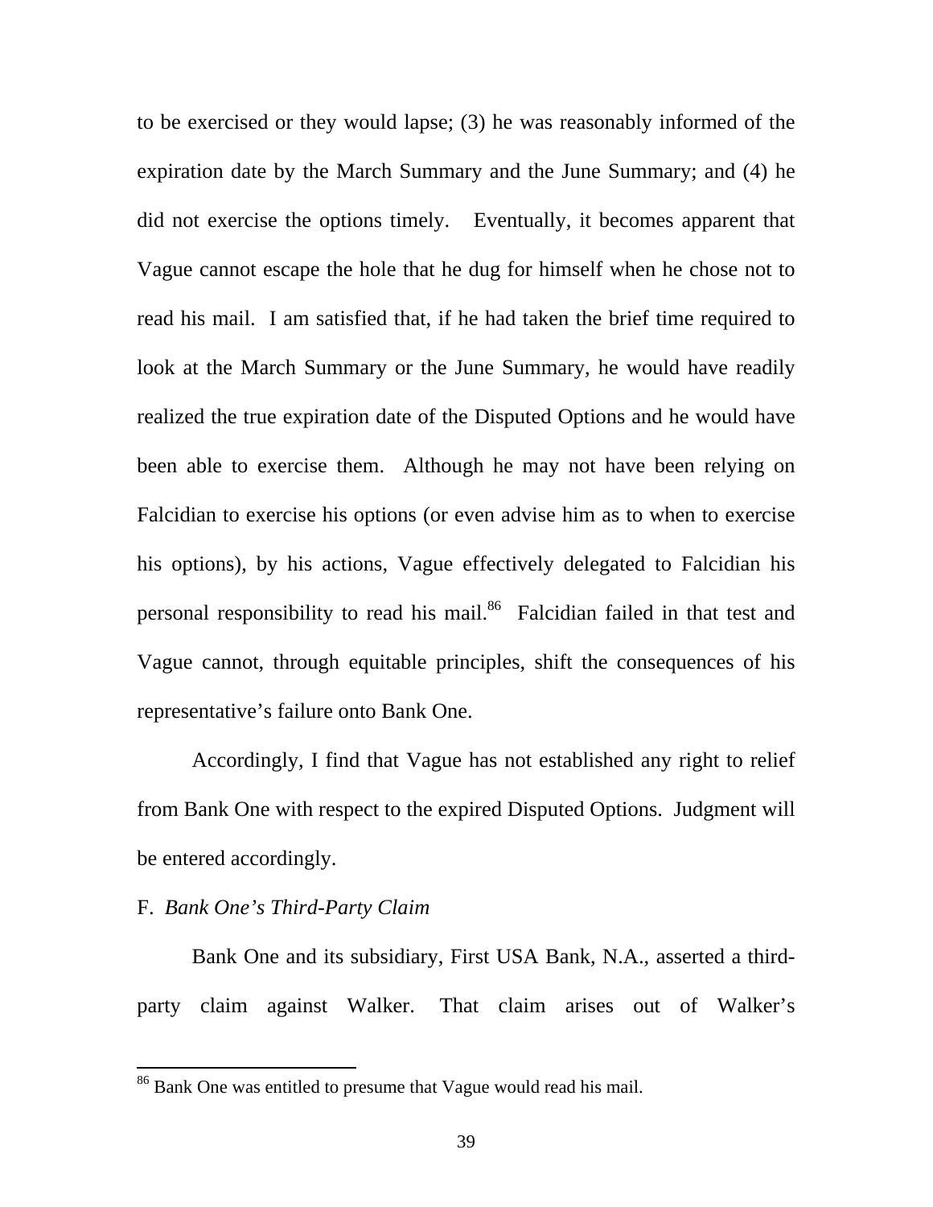to be exercised or they would lapse; (3) he was reasonably informed of the expiration date by the March Summary and the June Summary; and (4) he did not exercise the options timely. Eventually, it becomes apparent that Vague cannot escape the hole that he dug for himself when he chose not to read his mail. I am satisfied that, if he had taken the brief time required to look at the March Summary or the June Summary, he would have readily realized the true expiration date of the Disputed Options and he would have been able to exercise them. Although he may not have been relying on Falcidian to exercise his options (or even advise him as to when to exercise his options), by his actions, Vague effectively delegated to Falcidian his personal responsibility to read his mail.[86] Falcidian failed in that test and Vague cannot, through equitable principles, shift the consequences of his representative's failure onto Bank One.

Accordingly, I find that Vague has not established any right to relief from Bank One with respect to the expired Disputed Options. Judgment will be entered accordingly.

F. *Bank One's Third-Party Claim*

Bank One and its subsidiary, First USA Bank, N.A., asserted a third-party claim against Walker. That claim arises out of Walker's

[86] Bank One was entitled to presume that Vague would read his mail.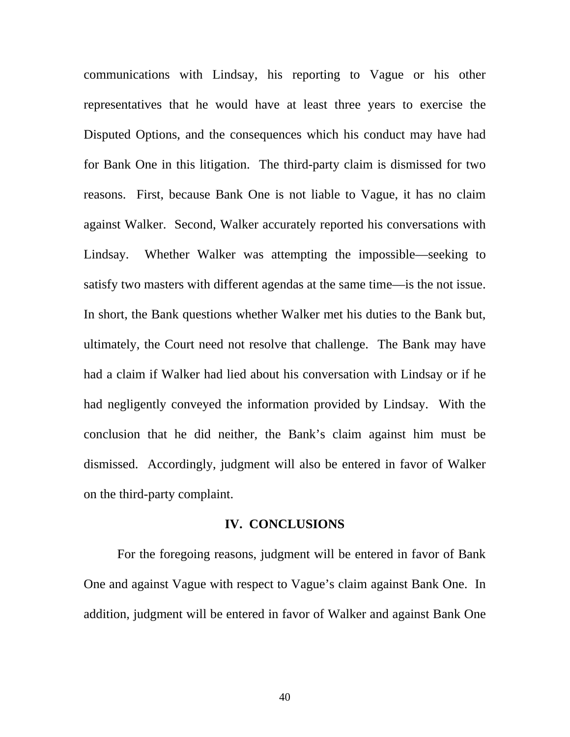communications with Lindsay, his reporting to Vague or his other representatives that he would have at least three years to exercise the Disputed Options, and the consequences which his conduct may have had for Bank One in this litigation. The third-party claim is dismissed for two reasons. First, because Bank One is not liable to Vague, it has no claim against Walker. Second, Walker accurately reported his conversations with Lindsay. Whether Walker was attempting the impossible—seeking to satisfy two masters with different agendas at the same time—is the not issue. In short, the Bank questions whether Walker met his duties to the Bank but, ultimately, the Court need not resolve that challenge. The Bank may have had a claim if Walker had lied about his conversation with Lindsay or if he had negligently conveyed the information provided by Lindsay. With the conclusion that he did neither, the Bank's claim against him must be dismissed. Accordingly, judgment will also be entered in favor of Walker on the third-party complaint.

## IV. CONCLUSIONS

For the foregoing reasons, judgment will be entered in favor of Bank One and against Vague with respect to Vague's claim against Bank One. In addition, judgment will be entered in favor of Walker and against Bank One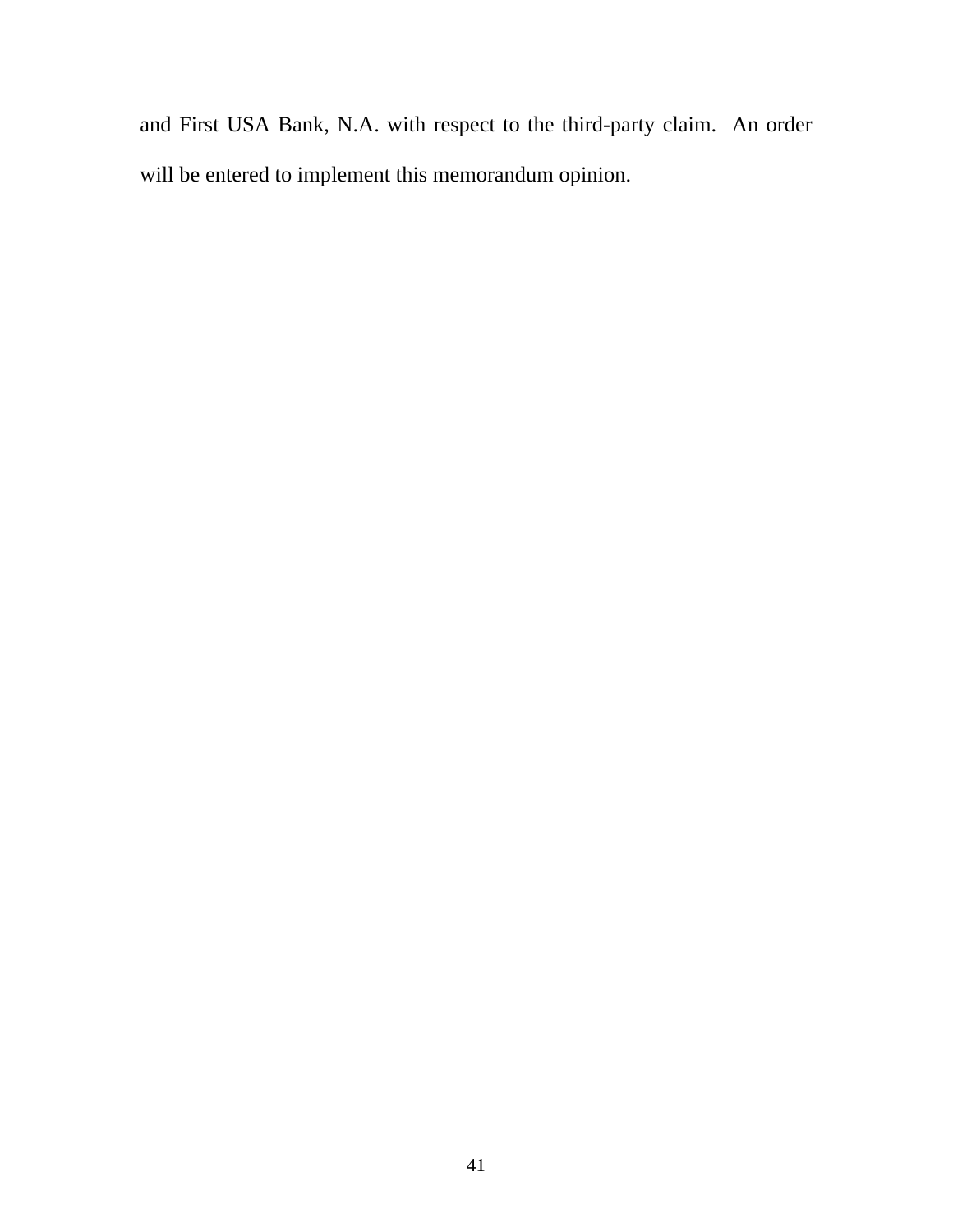and First USA Bank, N.A. with respect to the third-party claim. An order will be entered to implement this memorandum opinion.